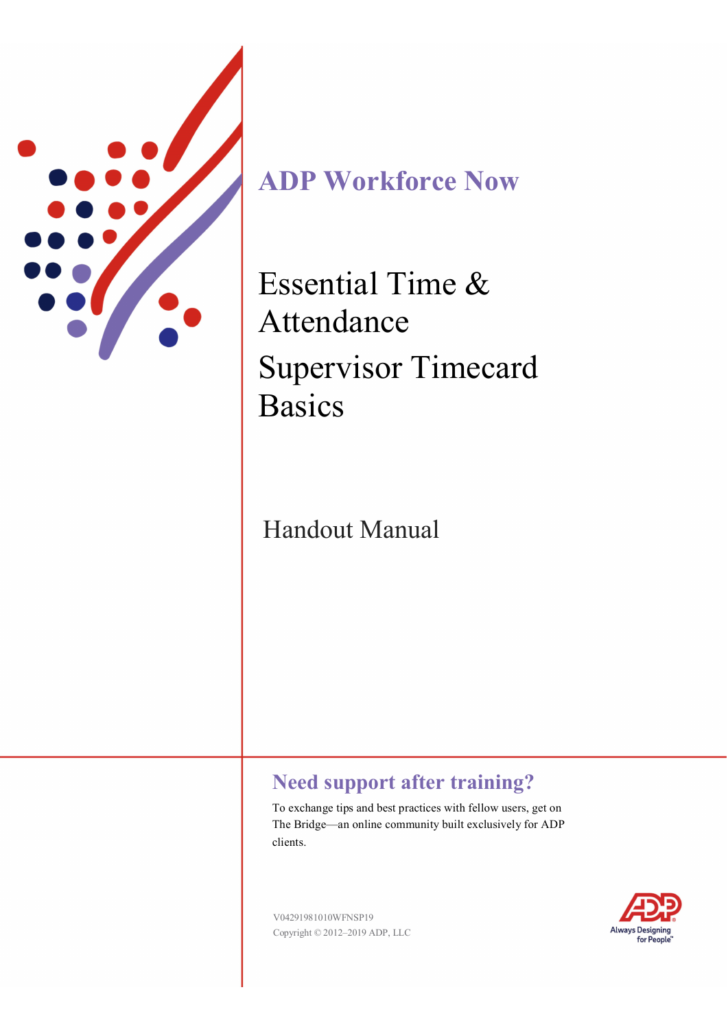# ADP Workforce Now

# Essential Time & Attendance

# Supervisor Timecard Basics

## Handout Manual

### Need support after training?

To exchange tips and best practices with fellow users, get on The Bridge—an online community built exclusively for ADP clients.

V04291981010WFNSP19

Copyright © 2012–2019 ADP, LLC

Always Designing for People™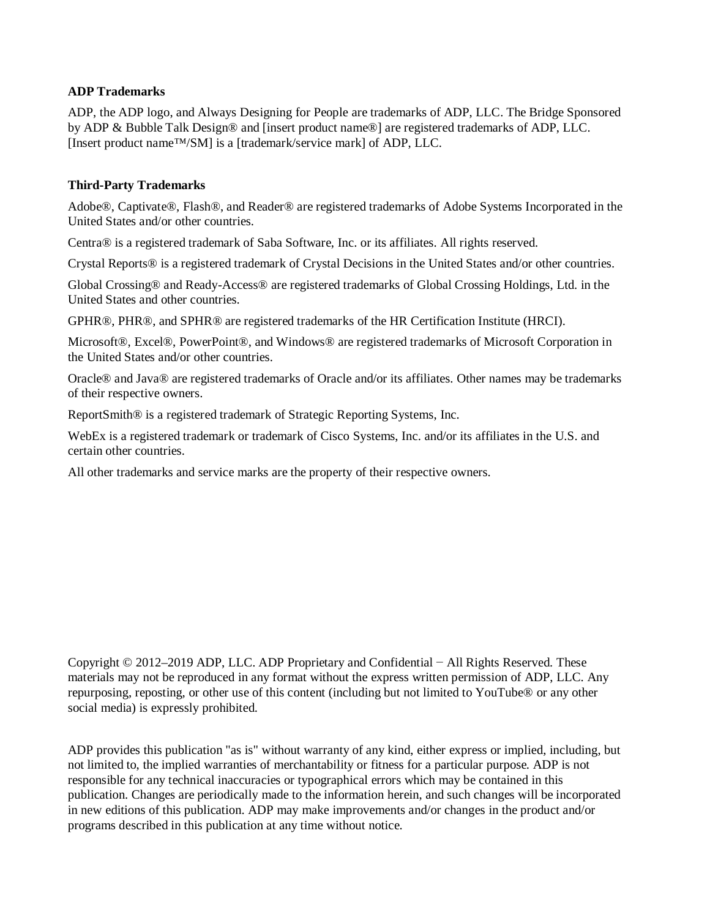**ADP Trademarks**

ADP, the ADP logo, and Always Designing for People are trademarks of ADP, LLC. The Bridge Sponsored by ADP & Bubble Talk Design® and [insert product name®] are registered trademarks of ADP, LLC. [Insert product name™/SM] is a [trademark/service mark] of ADP, LLC.

**Third-Party Trademarks**

Adobe®, Captivate®, Flash®, and Reader® are registered trademarks of Adobe Systems Incorporated in the United States and/or other countries.

Centra® is a registered trademark of Saba Software, Inc. or its affiliates. All rights reserved.

Crystal Reports® is a registered trademark of Crystal Decisions in the United States and/or other countries.

Global Crossing® and Ready-Access® are registered trademarks of Global Crossing Holdings, Ltd. in the United States and other countries.

GPHR®, PHR®, and SPHR® are registered trademarks of the HR Certification Institute (HRCI).

Microsoft®, Excel®, PowerPoint®, and Windows® are registered trademarks of Microsoft Corporation in the United States and/or other countries.

Oracle® and Java® are registered trademarks of Oracle and/or its affiliates. Other names may be trademarks of their respective owners.

ReportSmith® is a registered trademark of Strategic Reporting Systems, Inc.

WebEx is a registered trademark or trademark of Cisco Systems, Inc. and/or its affiliates in the U.S. and certain other countries.

All other trademarks and service marks are the property of their respective owners.

Copyright © 2012–2019 ADP, LLC. ADP Proprietary and Confidential − All Rights Reserved. These materials may not be reproduced in any format without the express written permission of ADP, LLC. Any repurposing, reposting, or other use of this content (including but not limited to YouTube® or any other social media) is expressly prohibited.

ADP provides this publication "as is" without warranty of any kind, either express or implied, including, but not limited to, the implied warranties of merchantability or fitness for a particular purpose. ADP is not responsible for any technical inaccuracies or typographical errors which may be contained in this publication. Changes are periodically made to the information herein, and such changes will be incorporated in new editions of this publication. ADP may make improvements and/or changes in the product and/or programs described in this publication at any time without notice.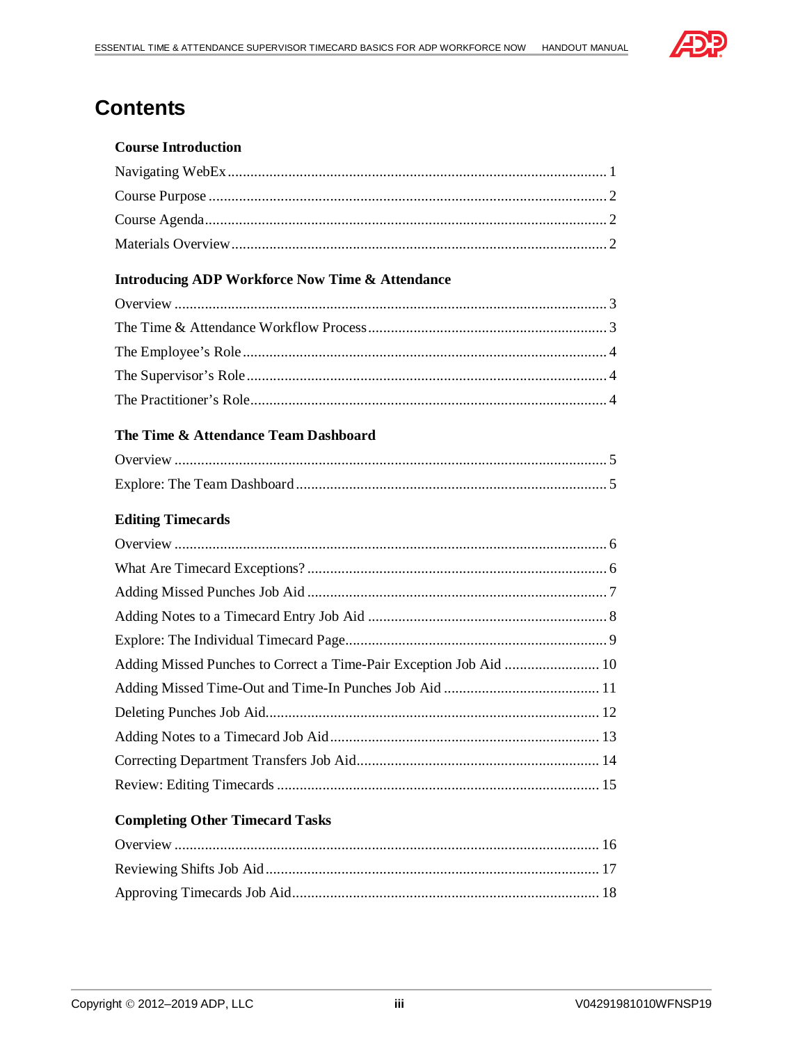# Contents

**Course Introduction**

Navigating WebEx ........................................................................................................ 1
Course Purpose ............................................................................................................ 2
Course Agenda ............................................................................................................. 2
Materials Overview ....................................................................................................... 2

**Introducing ADP Workforce Now Time & Attendance**

Overview ...................................................................................................................... 3
The Time & Attendance Workflow Process ................................................................. 3
The Employee's Role .................................................................................................... 4
The Supervisor's Role ................................................................................................... 4
The Practitioner's Role ................................................................................................. 4

**The Time & Attendance Team Dashboard**

Overview ...................................................................................................................... 5
Explore: The Team Dashboard ..................................................................................... 5

**Editing Timecards**

Overview ...................................................................................................................... 6
What Are Timecard Exceptions? .................................................................................. 6
Adding Missed Punches Job Aid .................................................................................. 7
Adding Notes to a Timecard Entry Job Aid .................................................................. 8
Explore: The Individual Timecard Page ....................................................................... 9
Adding Missed Punches to Correct a Time-Pair Exception Job Aid ........................... 10
Adding Missed Time-Out and Time-In Punches Job Aid ............................................ 11
Deleting Punches Job Aid .......................................................................................... 12
Adding Notes to a Timecard Job Aid ......................................................................... 13
Correcting Department Transfers Job Aid .................................................................. 14
Review: Editing Timecards ........................................................................................ 15

**Completing Other Timecard Tasks**

Overview .................................................................................................................... 16
Reviewing Shifts Job Aid ........................................................................................... 17
Approving Timecards Job Aid .................................................................................... 18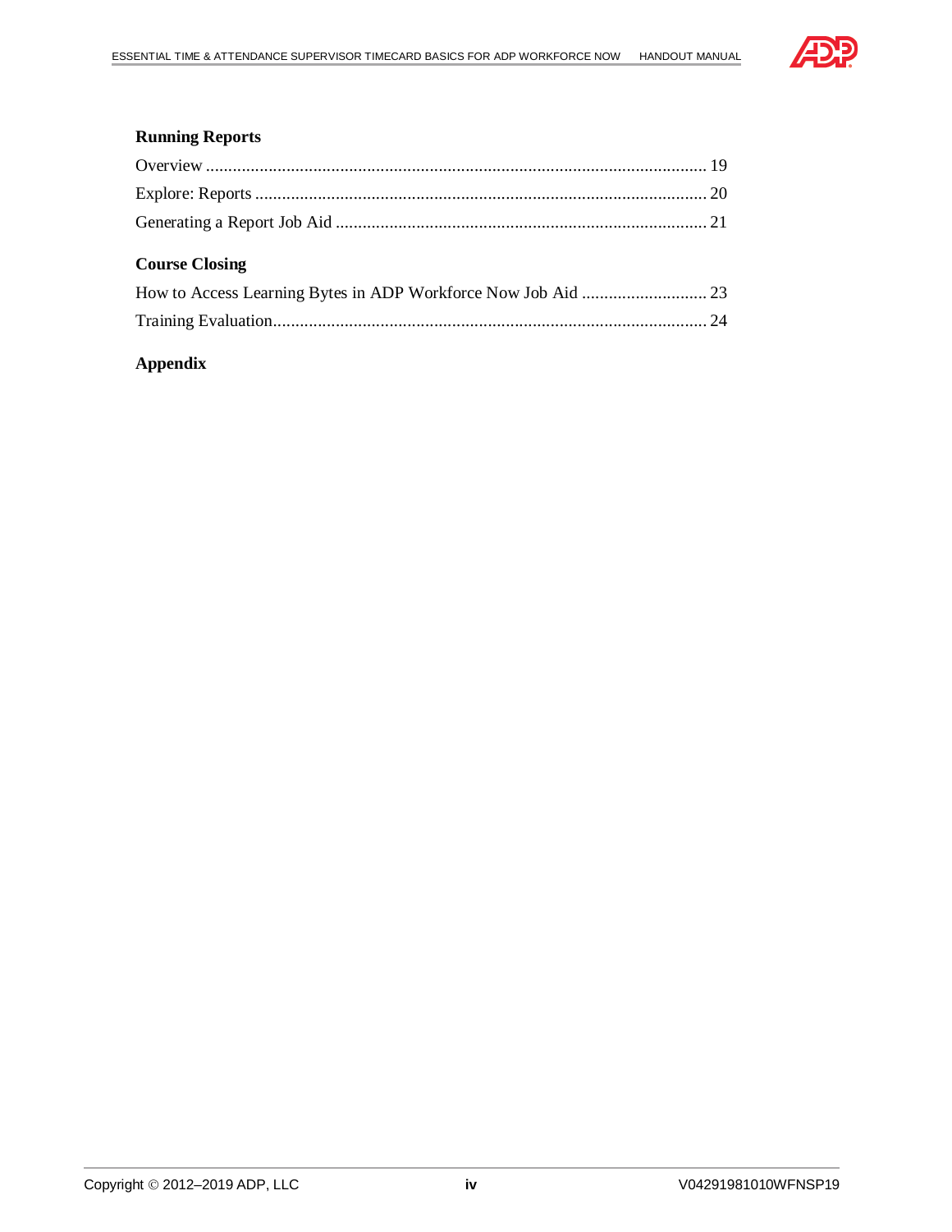**Running Reports**

Overview ................................................................................................................ 19

Explore: Reports .................................................................................................... 20

Generating a Report Job Aid .................................................................................. 21

**Course Closing**

How to Access Learning Bytes in ADP Workforce Now Job Aid ............................ 23

Training Evaluation................................................................................................. 24

**Appendix**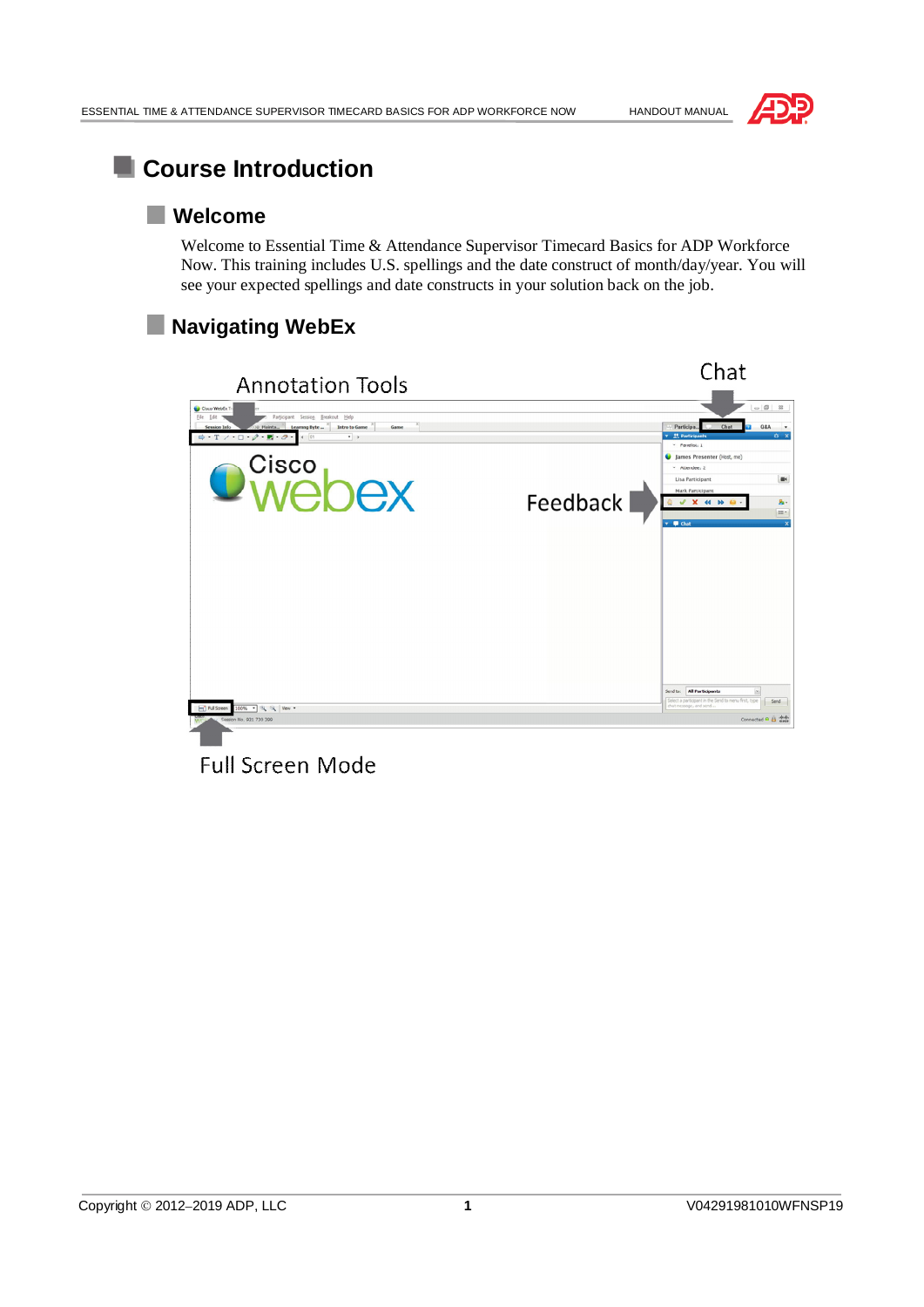# Course Introduction

## Welcome

Welcome to Essential Time & Attendance Supervisor Timecard Basics for ADP Workforce Now. This training includes U.S. spellings and the date construct of month/day/year. You will see your expected spellings and date constructs in your solution back on the job.

## Navigating WebEx

Annotation Tools

Chat

Feedback

Full Screen Mode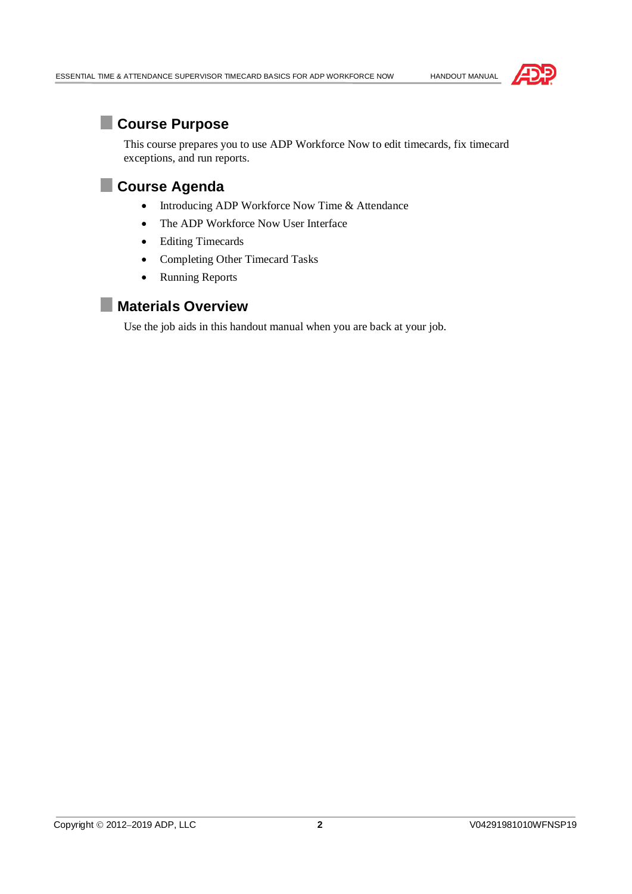## Course Purpose

This course prepares you to use ADP Workforce Now to edit timecards, fix timecard exceptions, and run reports.

## Course Agenda

- Introducing ADP Workforce Now Time & Attendance
- The ADP Workforce Now User Interface
- Editing Timecards
- Completing Other Timecard Tasks
- Running Reports

## Materials Overview

Use the job aids in this handout manual when you are back at your job.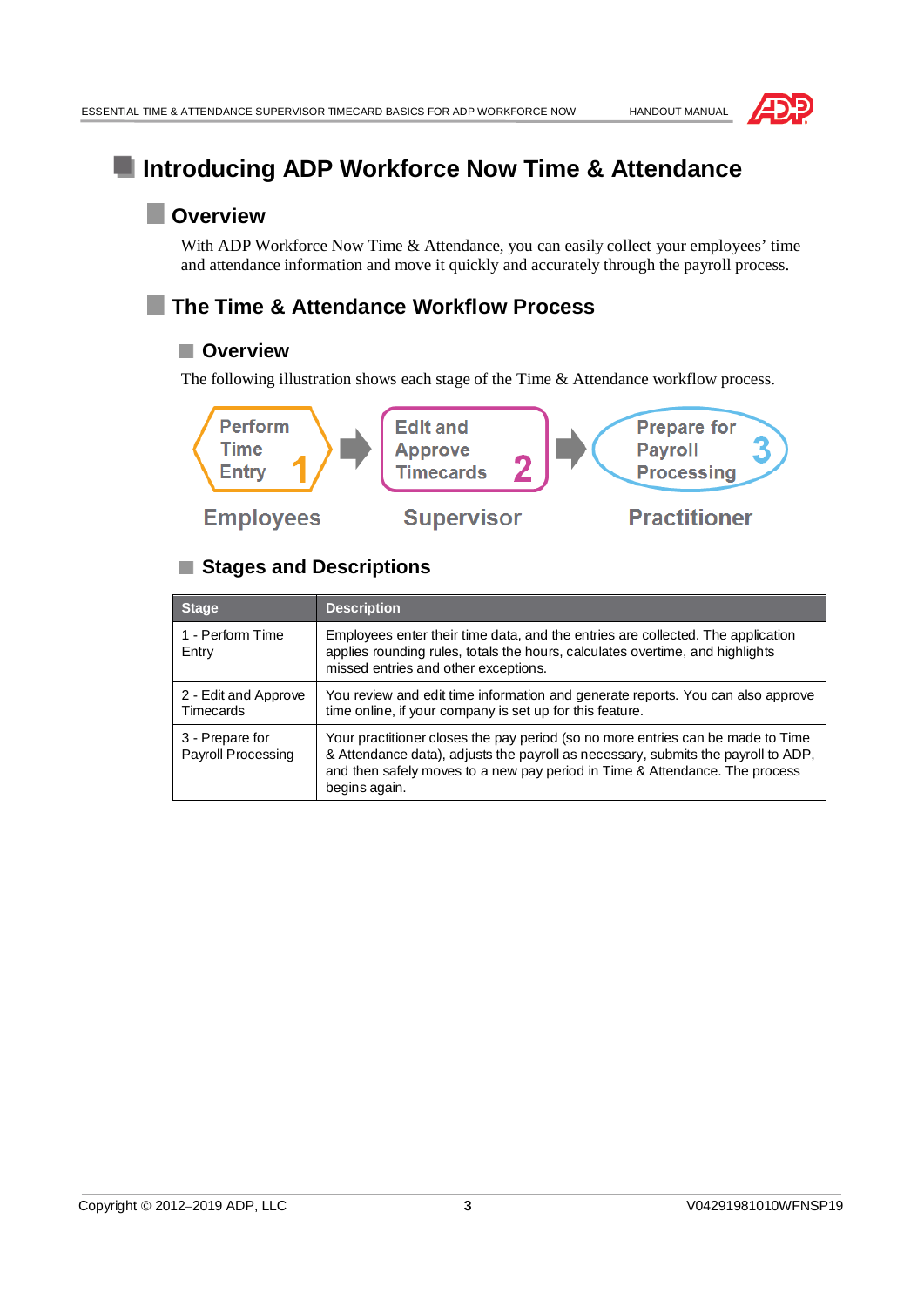# Introducing ADP Workforce Now Time & Attendance

## Overview

With ADP Workforce Now Time & Attendance, you can easily collect your employees' time and attendance information and move it quickly and accurately through the payroll process.

## The Time & Attendance Workflow Process

### Overview

The following illustration shows each stage of the Time & Attendance workflow process.

Perform Time Entry 1 → Edit and Approve Timecards 2 → Prepare for Payroll Processing 3

Employees Supervisor Practitioner

### Stages and Descriptions

| Stage | Description |
| --- | --- |
| 1 - Perform Time Entry | Employees enter their time data, and the entries are collected. The application applies rounding rules, totals the hours, calculates overtime, and highlights missed entries and other exceptions. |
| 2 - Edit and Approve Timecards | You review and edit time information and generate reports. You can also approve time online, if your company is set up for this feature. |
| 3 - Prepare for Payroll Processing | Your practitioner closes the pay period (so no more entries can be made to Time & Attendance data), adjusts the payroll as necessary, submits the payroll to ADP, and then safely moves to a new pay period in Time & Attendance. The process begins again. |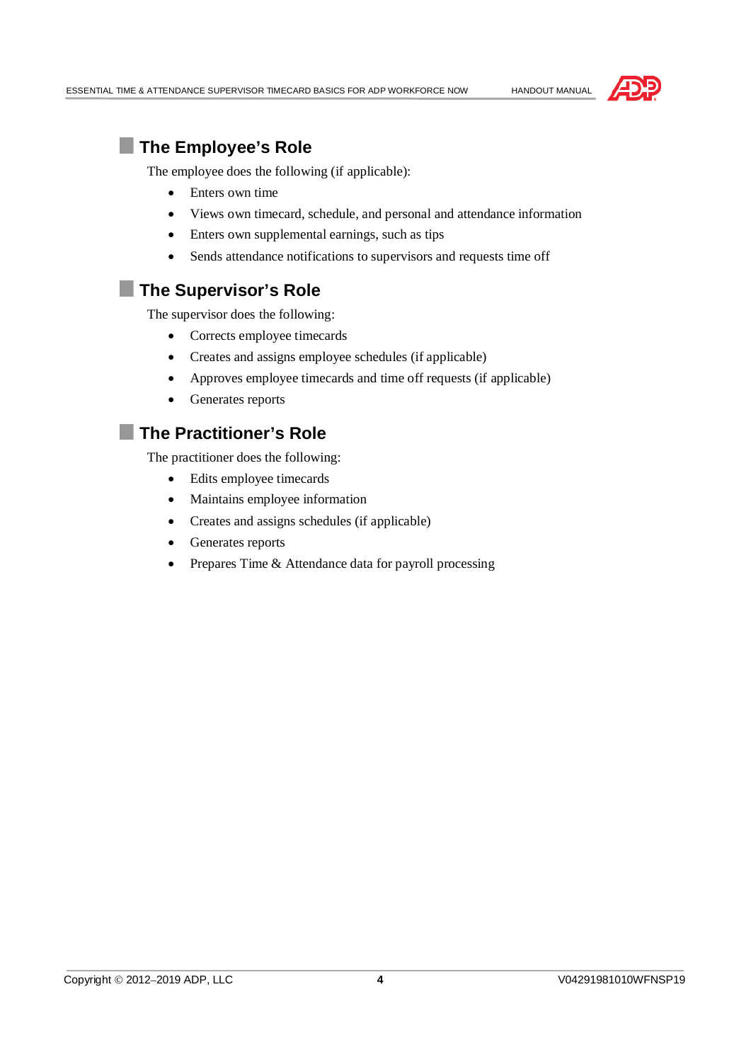## The Employee's Role

The employee does the following (if applicable):

- Enters own time
- Views own timecard, schedule, and personal and attendance information
- Enters own supplemental earnings, such as tips
- Sends attendance notifications to supervisors and requests time off

## The Supervisor's Role

The supervisor does the following:

- Corrects employee timecards
- Creates and assigns employee schedules (if applicable)
- Approves employee timecards and time off requests (if applicable)
- Generates reports

## The Practitioner's Role

The practitioner does the following:

- Edits employee timecards
- Maintains employee information
- Creates and assigns schedules (if applicable)
- Generates reports
- Prepares Time & Attendance data for payroll processing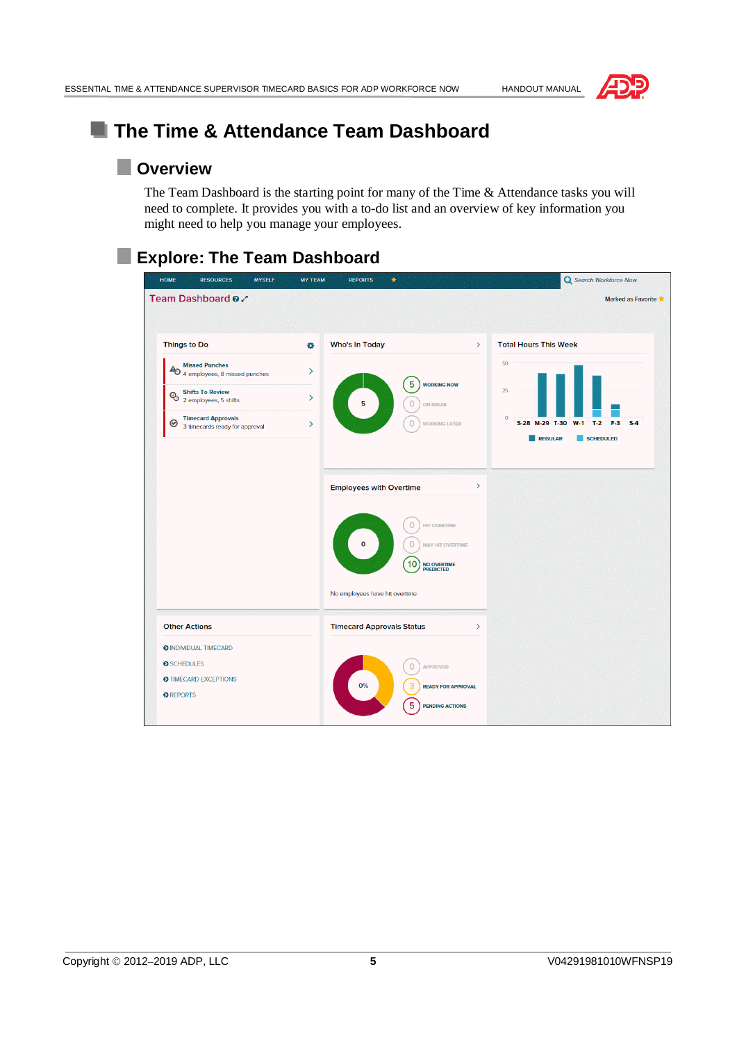# The Time & Attendance Team Dashboard

## Overview

The Team Dashboard is the starting point for many of the Time & Attendance tasks you will need to complete. It provides you with a to-do list and an overview of key information you might need to help you manage your employees.

## Explore: The Team Dashboard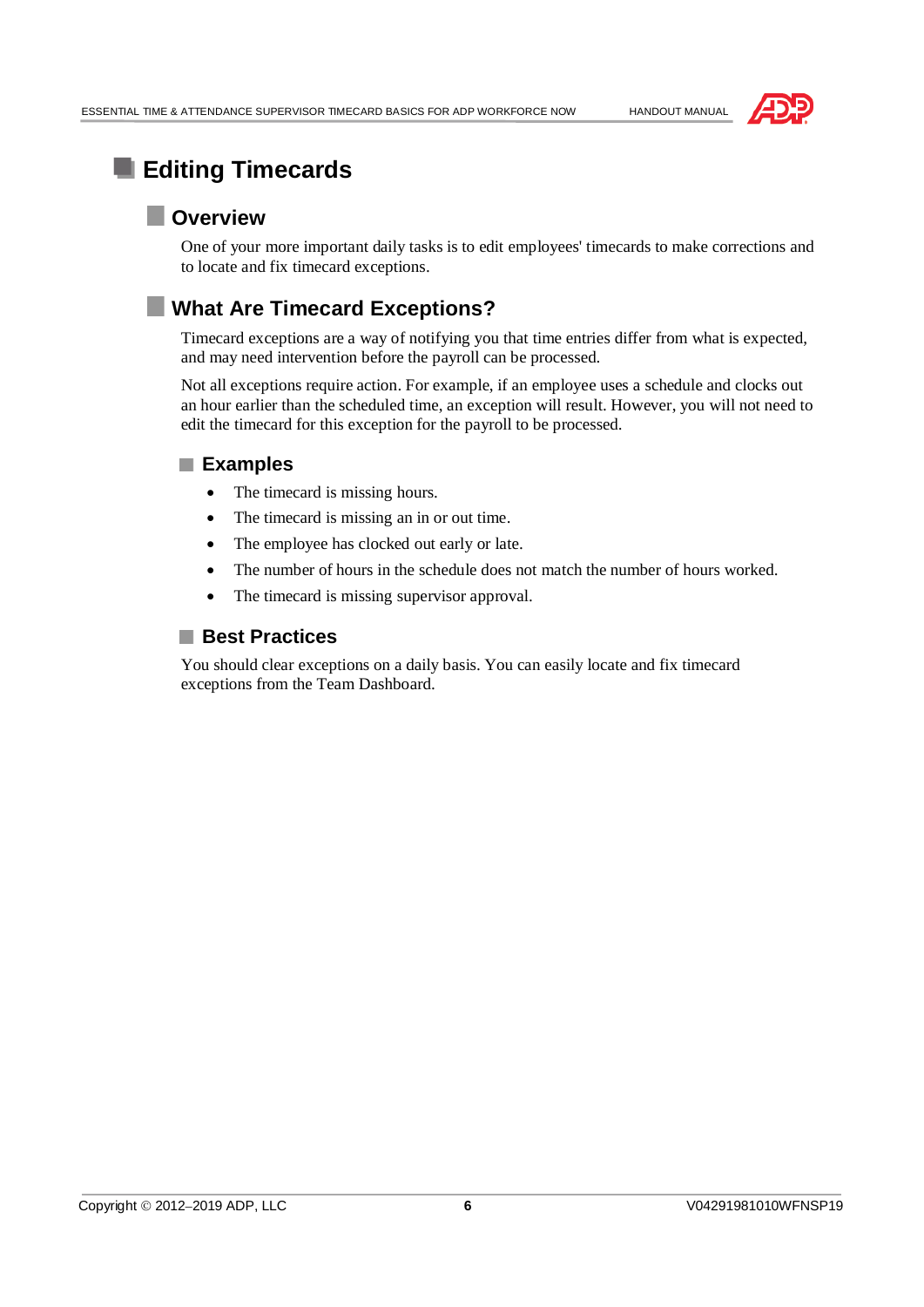# Editing Timecards

## Overview

One of your more important daily tasks is to edit employees' timecards to make corrections and to locate and fix timecard exceptions.

## What Are Timecard Exceptions?

Timecard exceptions are a way of notifying you that time entries differ from what is expected, and may need intervention before the payroll can be processed.

Not all exceptions require action. For example, if an employee uses a schedule and clocks out an hour earlier than the scheduled time, an exception will result. However, you will not need to edit the timecard for this exception for the payroll to be processed.

### Examples

- The timecard is missing hours.
- The timecard is missing an in or out time.
- The employee has clocked out early or late.
- The number of hours in the schedule does not match the number of hours worked.
- The timecard is missing supervisor approval.

### Best Practices

You should clear exceptions on a daily basis. You can easily locate and fix timecard exceptions from the Team Dashboard.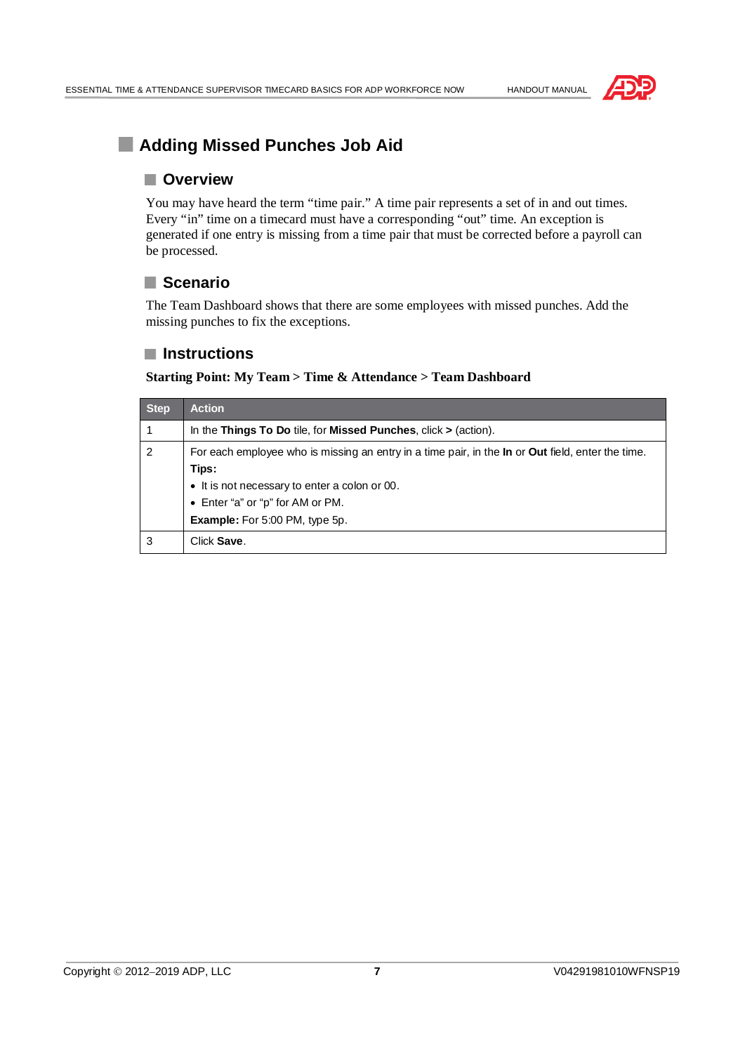# Adding Missed Punches Job Aid

## Overview

You may have heard the term “time pair.” A time pair represents a set of in and out times. Every “in” time on a timecard must have a corresponding “out” time. An exception is generated if one entry is missing from a time pair that must be corrected before a payroll can be processed.

## Scenario

The Team Dashboard shows that there are some employees with missed punches. Add the missing punches to fix the exceptions.

## Instructions

**Starting Point: My Team > Time & Attendance > Team Dashboard**

| Step | Action |
|---|---|
| 1 | In the **Things To Do** tile, for **Missed Punches**, click **>** (action). |
| 2 | For each employee who is missing an entry in a time pair, in the **In** or **Out** field, enter the time.<br>**Tips:**<br>• It is not necessary to enter a colon or 00.<br>• Enter “a” or “p” for AM or PM.<br>**Example:** For 5:00 PM, type 5p. |
| 3 | Click **Save**. |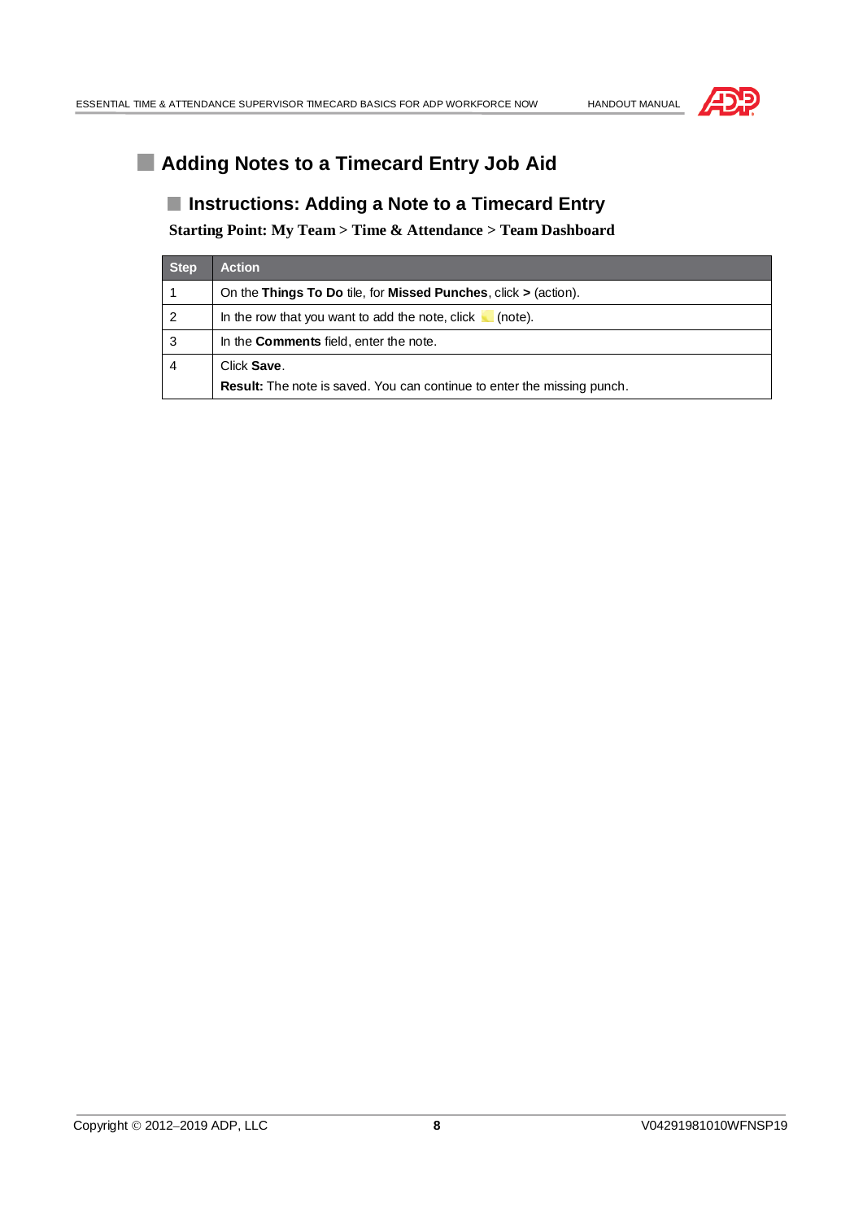# Adding Notes to a Timecard Entry Job Aid

## Instructions: Adding a Note to a Timecard Entry

**Starting Point: My Team > Time & Attendance > Team Dashboard**

| Step | Action |
|---|---|
| 1 | On the **Things To Do** tile, for **Missed Punches**, click **>** (action). |
| 2 | In the row that you want to add the note, click (note). |
| 3 | In the **Comments** field, enter the note. |
| 4 | Click **Save**.<br>**Result:** The note is saved. You can continue to enter the missing punch. |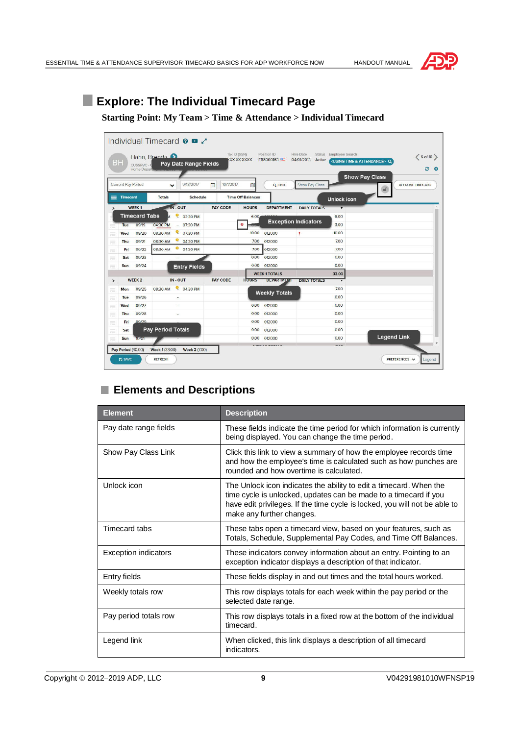## Explore: The Individual Timecard Page

**Starting Point: My Team > Time & Attendance > Individual Timecard**

### Elements and Descriptions

| Element | Description |
|---|---|
| Pay date range fields | These fields indicate the time period for which information is currently being displayed. You can change the time period. |
| Show Pay Class Link | Click this link to view a summary of how the employee records time and how the employee's time is calculated such as how punches are rounded and how overtime is calculated. |
| Unlock icon | The Unlock icon indicates the ability to edit a timecard. When the time cycle is unlocked, updates can be made to a timecard if you have edit privileges. If the time cycle is locked, you will not be able to make any further changes. |
| Timecard tabs | These tabs open a timecard view, based on your features, such as Totals, Schedule, Supplemental Pay Codes, and Time Off Balances. |
| Exception indicators | These indicators convey information about an entry. Pointing to an exception indicator displays a description of that indicator. |
| Entry fields | These fields display in and out times and the total hours worked. |
| Weekly totals row | This row displays totals for each week within the pay period or the selected date range. |
| Pay period totals row | This row displays totals in a fixed row at the bottom of the individual timecard. |
| Legend link | When clicked, this link displays a description of all timecard indicators. |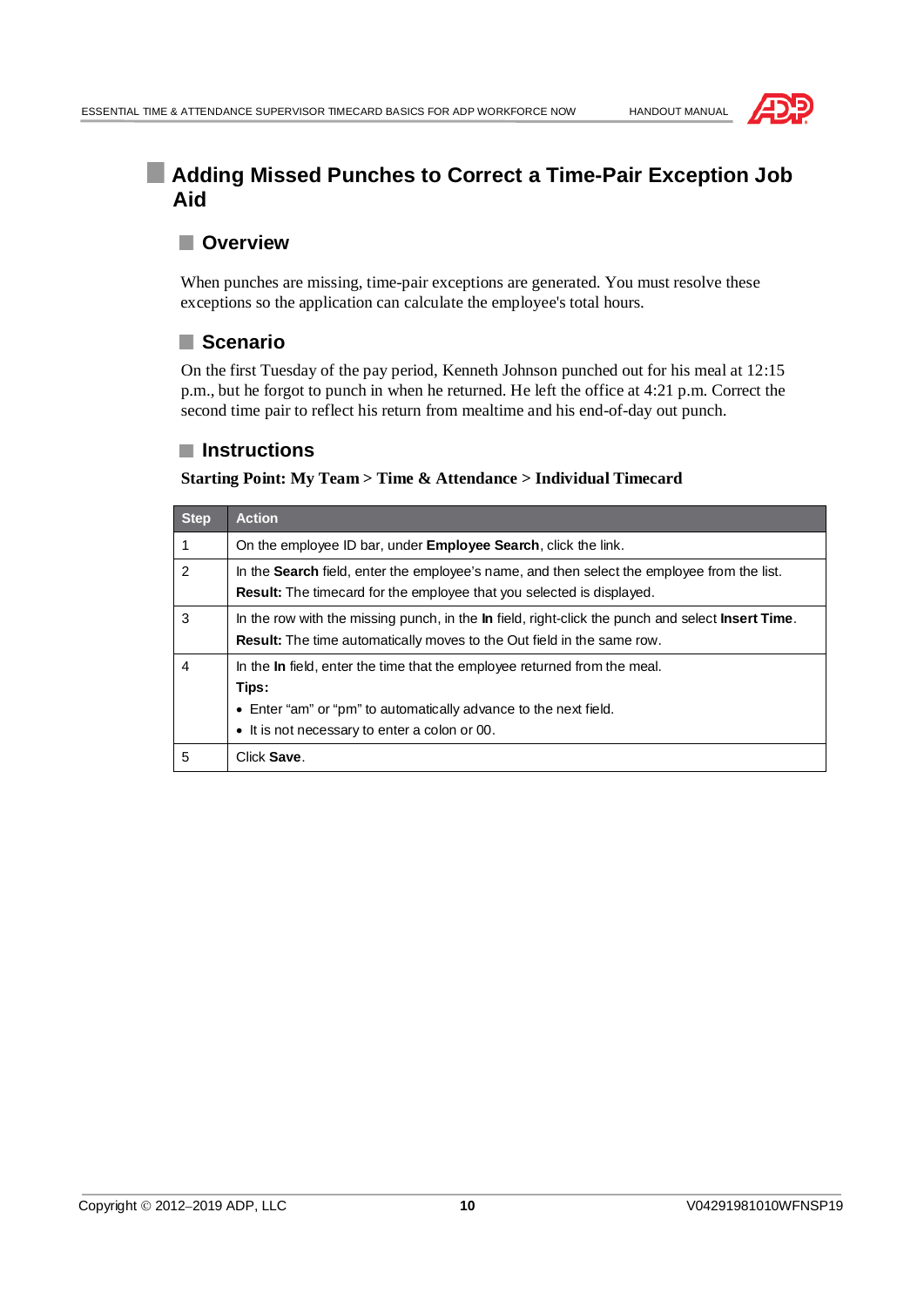# Adding Missed Punches to Correct a Time-Pair Exception Job Aid

## Overview

When punches are missing, time-pair exceptions are generated. You must resolve these exceptions so the application can calculate the employee's total hours.

## Scenario

On the first Tuesday of the pay period, Kenneth Johnson punched out for his meal at 12:15 p.m., but he forgot to punch in when he returned. He left the office at 4:21 p.m. Correct the second time pair to reflect his return from mealtime and his end-of-day out punch.

## Instructions

**Starting Point: My Team > Time & Attendance > Individual Timecard**

| Step | Action |
|---|---|
| 1 | On the employee ID bar, under **Employee Search**, click the link. |
| 2 | In the **Search** field, enter the employee's name, and then select the employee from the list.<br>**Result:** The timecard for the employee that you selected is displayed. |
| 3 | In the row with the missing punch, in the **In** field, right-click the punch and select **Insert Time**.<br>**Result:** The time automatically moves to the Out field in the same row. |
| 4 | In the **In** field, enter the time that the employee returned from the meal.<br>**Tips:**<br>• Enter "am" or "pm" to automatically advance to the next field.<br>• It is not necessary to enter a colon or 00. |
| 5 | Click **Save**. |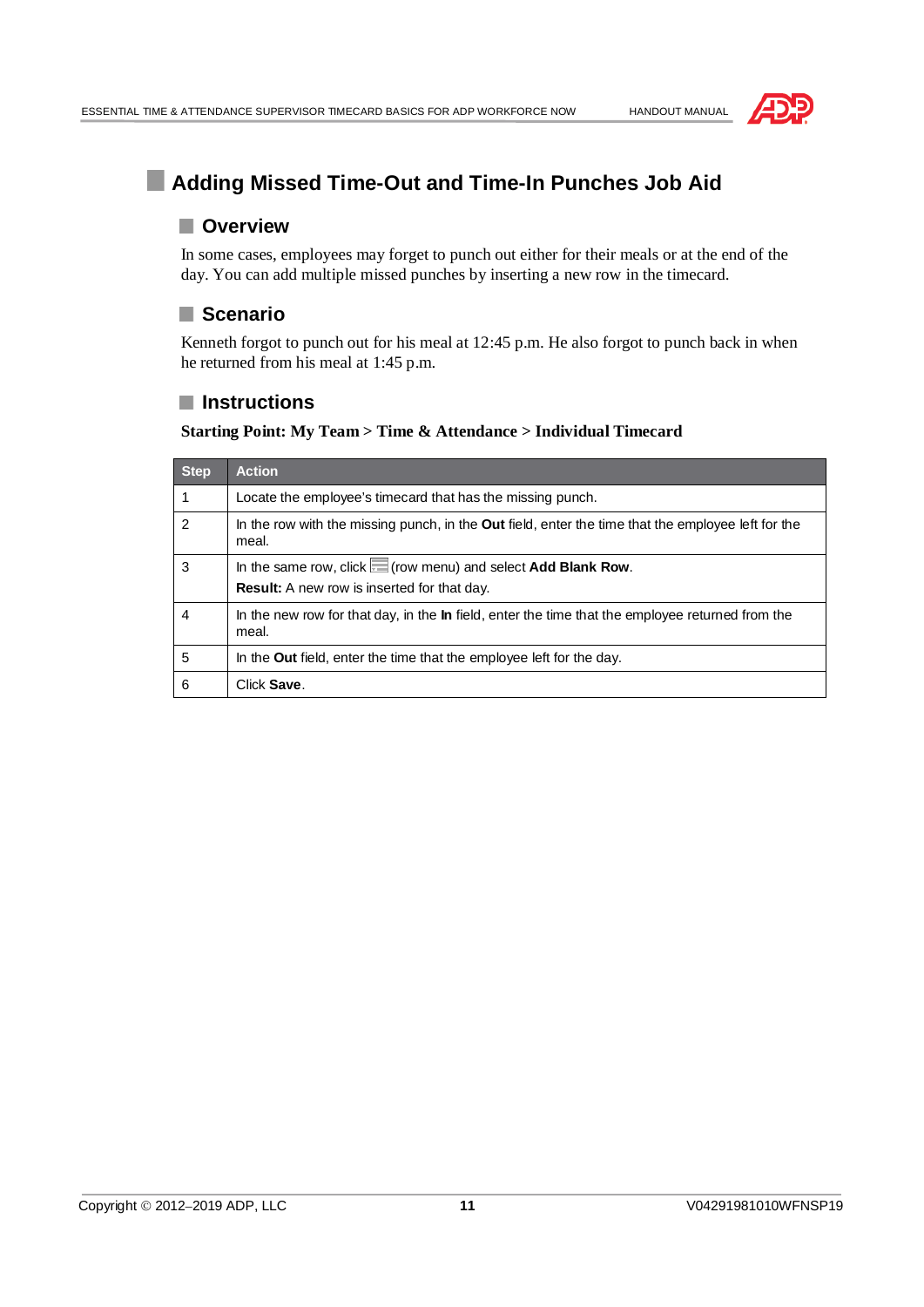# Adding Missed Time-Out and Time-In Punches Job Aid

## Overview

In some cases, employees may forget to punch out either for their meals or at the end of the day. You can add multiple missed punches by inserting a new row in the timecard.

## Scenario

Kenneth forgot to punch out for his meal at 12:45 p.m. He also forgot to punch back in when he returned from his meal at 1:45 p.m.

## Instructions

**Starting Point: My Team > Time & Attendance > Individual Timecard**

| Step | Action |
|---|---|
| 1 | Locate the employee's timecard that has the missing punch. |
| 2 | In the row with the missing punch, in the **Out** field, enter the time that the employee left for the meal. |
| 3 | In the same row, click (row menu) and select **Add Blank Row**.<br>**Result:** A new row is inserted for that day. |
| 4 | In the new row for that day, in the **In** field, enter the time that the employee returned from the meal. |
| 5 | In the **Out** field, enter the time that the employee left for the day. |
| 6 | Click **Save**. |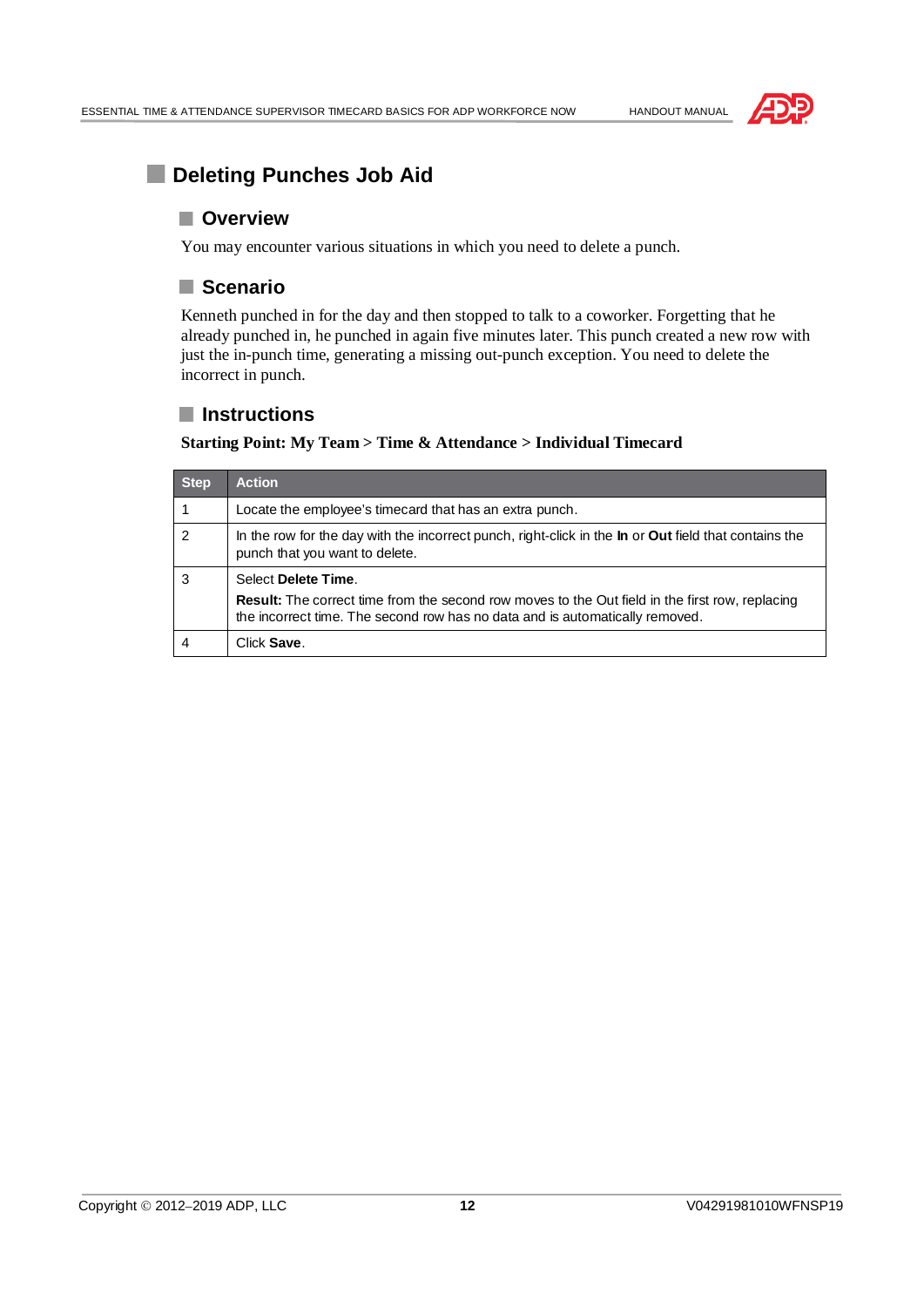# Deleting Punches Job Aid

## Overview

You may encounter various situations in which you need to delete a punch.

## Scenario

Kenneth punched in for the day and then stopped to talk to a coworker. Forgetting that he already punched in, he punched in again five minutes later. This punch created a new row with just the in-punch time, generating a missing out-punch exception. You need to delete the incorrect in punch.

## Instructions

**Starting Point: My Team > Time & Attendance > Individual Timecard**

| Step | Action |
|---|---|
| 1 | Locate the employee's timecard that has an extra punch. |
| 2 | In the row for the day with the incorrect punch, right-click in the **In** or **Out** field that contains the punch that you want to delete. |
| 3 | Select **Delete Time**.<br>**Result:** The correct time from the second row moves to the Out field in the first row, replacing the incorrect time. The second row has no data and is automatically removed. |
| 4 | Click **Save**. |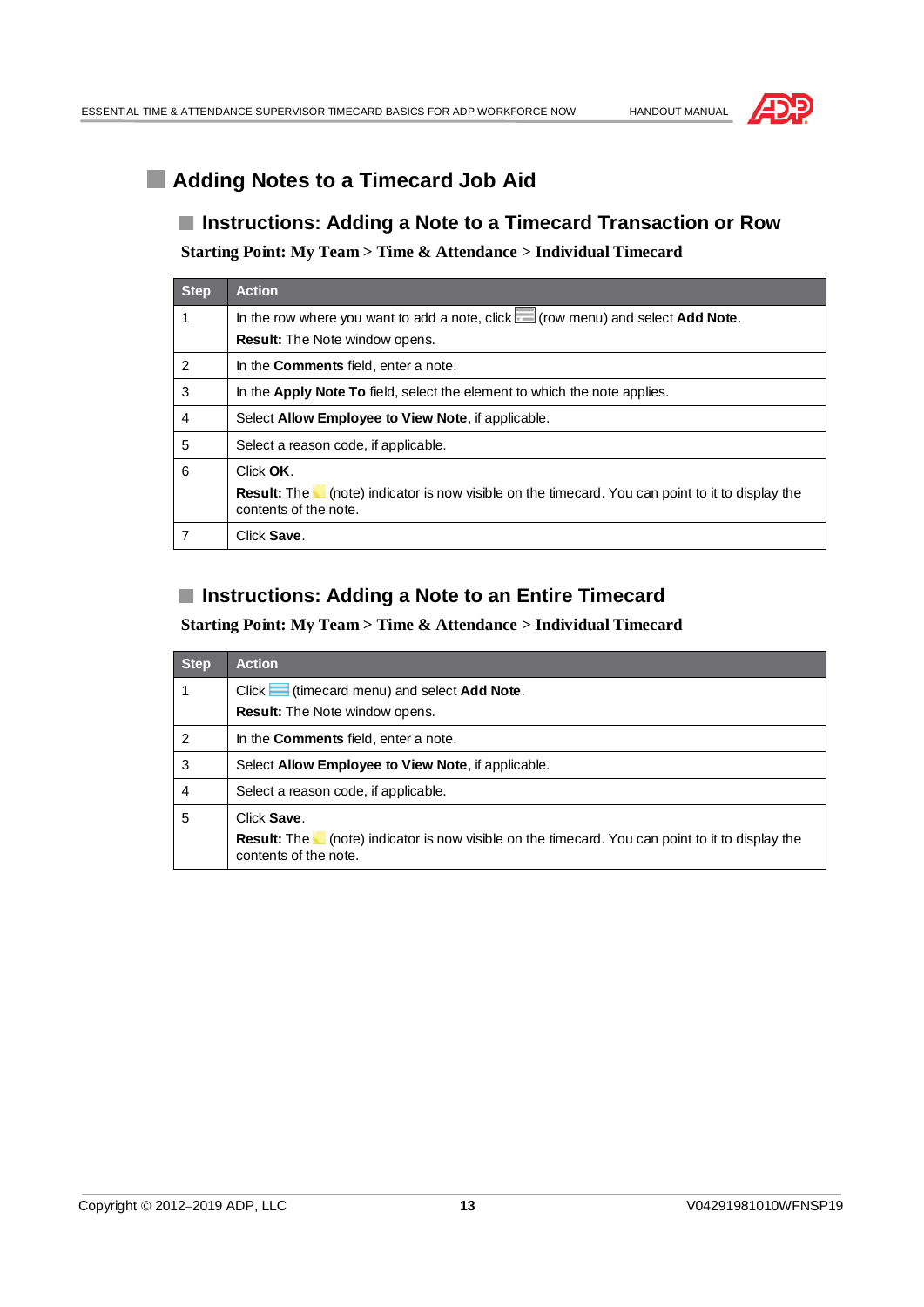# Adding Notes to a Timecard Job Aid

## Instructions: Adding a Note to a Timecard Transaction or Row

**Starting Point: My Team > Time & Attendance > Individual Timecard**

| Step | Action |
|---|---|
| 1 | In the row where you want to add a note, click (row menu) and select **Add Note**.<br>**Result:** The Note window opens. |
| 2 | In the **Comments** field, enter a note. |
| 3 | In the **Apply Note To** field, select the element to which the note applies. |
| 4 | Select **Allow Employee to View Note**, if applicable. |
| 5 | Select a reason code, if applicable. |
| 6 | Click **OK**.<br>**Result:** The (note) indicator is now visible on the timecard. You can point to it to display the contents of the note. |
| 7 | Click **Save**. |

## Instructions: Adding a Note to an Entire Timecard

**Starting Point: My Team > Time & Attendance > Individual Timecard**

| Step | Action |
|---|---|
| 1 | Click (timecard menu) and select **Add Note**.<br>**Result:** The Note window opens. |
| 2 | In the **Comments** field, enter a note. |
| 3 | Select **Allow Employee to View Note**, if applicable. |
| 4 | Select a reason code, if applicable. |
| 5 | Click **Save**.<br>**Result:** The (note) indicator is now visible on the timecard. You can point to it to display the contents of the note. |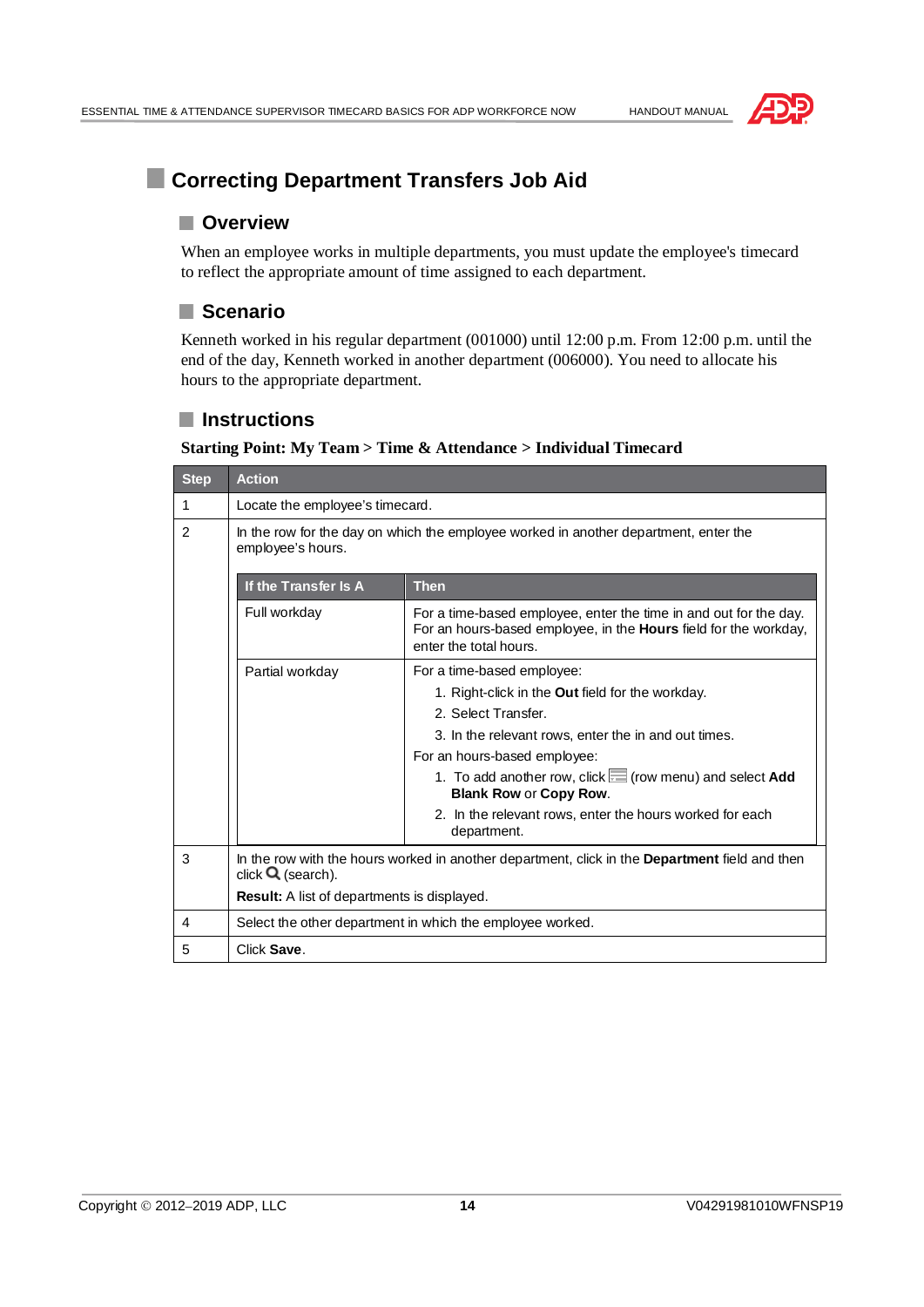# Correcting Department Transfers Job Aid

## Overview

When an employee works in multiple departments, you must update the employee's timecard to reflect the appropriate amount of time assigned to each department.

## Scenario

Kenneth worked in his regular department (001000) until 12:00 p.m. From 12:00 p.m. until the end of the day, Kenneth worked in another department (006000). You need to allocate his hours to the appropriate department.

## Instructions

**Starting Point: My Team > Time & Attendance > Individual Timecard**

| Step | Action |
|---|---|
| 1 | Locate the employee's timecard. |
| 2 | In the row for the day on which the employee worked in another department, enter the employee's hours.<br><br>**If the Transfer Is A: Full workday** — Then: For a time-based employee, enter the time in and out for the day. For an hours-based employee, in the **Hours** field for the workday, enter the total hours.<br><br>**If the Transfer Is A: Partial workday** — Then: For a time-based employee:<br>1. Right-click in the **Out** field for the workday.<br>2. Select Transfer.<br>3. In the relevant rows, enter the in and out times.<br>For an hours-based employee:<br>1. To add another row, click (row menu) and select **Add Blank Row** or **Copy Row**.<br>2. In the relevant rows, enter the hours worked for each department. |
| 3 | In the row with the hours worked in another department, click in the **Department** field and then click (search).<br>**Result:** A list of departments is displayed. |
| 4 | Select the other department in which the employee worked. |
| 5 | Click **Save**. |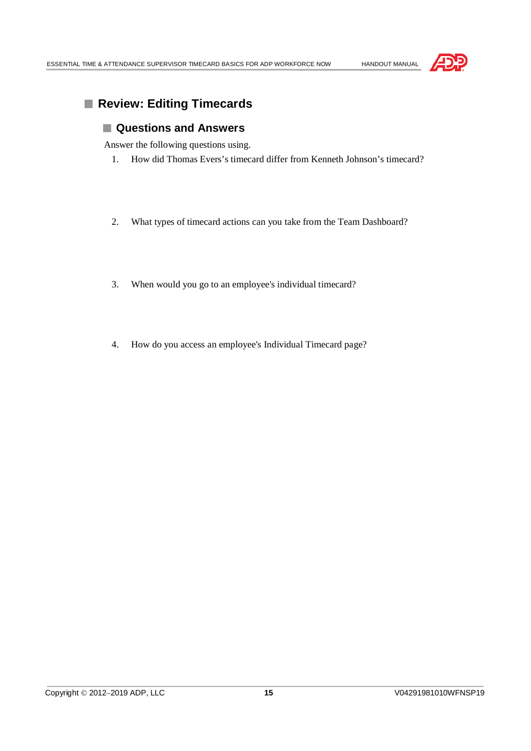## Review: Editing Timecards

### Questions and Answers

Answer the following questions using.

1. How did Thomas Evers's timecard differ from Kenneth Johnson's timecard?

2. What types of timecard actions can you take from the Team Dashboard?

3. When would you go to an employee's individual timecard?

4. How do you access an employee's Individual Timecard page?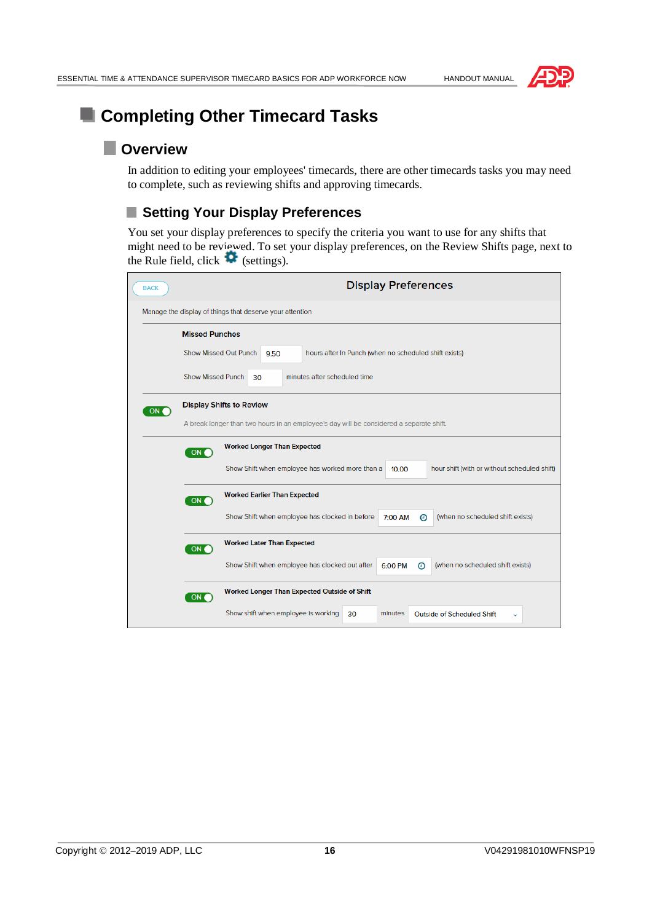# Completing Other Timecard Tasks

## Overview

In addition to editing your employees' timecards, there are other timecards tasks you may need to complete, such as reviewing shifts and approving timecards.

### Setting Your Display Preferences

You set your display preferences to specify the criteria you want to use for any shifts that might need to be reviewed. To set your display preferences, on the Review Shifts page, next to the Rule field, click ⚙ (settings).

BACK

**Display Preferences**

Manage the display of things that deserve your attention

**Missed Punches**

Show Missed Out Punch 9.50 hours after In Punch (when no scheduled shift exists)

Show Missed Punch 30 minutes after scheduled time

ON **Display Shifts to Review**

A break longer than two hours in an employee's day will be considered a separate shift.

ON **Worked Longer Than Expected**

Show Shift when employee has worked more than a 10.00 hour shift (with or without scheduled shift)

ON **Worked Earlier Than Expected**

Show Shift when employee has clocked in before 7:00 AM (when no scheduled shift exists)

ON **Worked Later Than Expected**

Show Shift when employee has clocked out after 6:00 PM (when no scheduled shift exists)

ON **Worked Longer Than Expected Outside of Shift**

Show shift when employee is working 30 minutes Outside of Scheduled Shift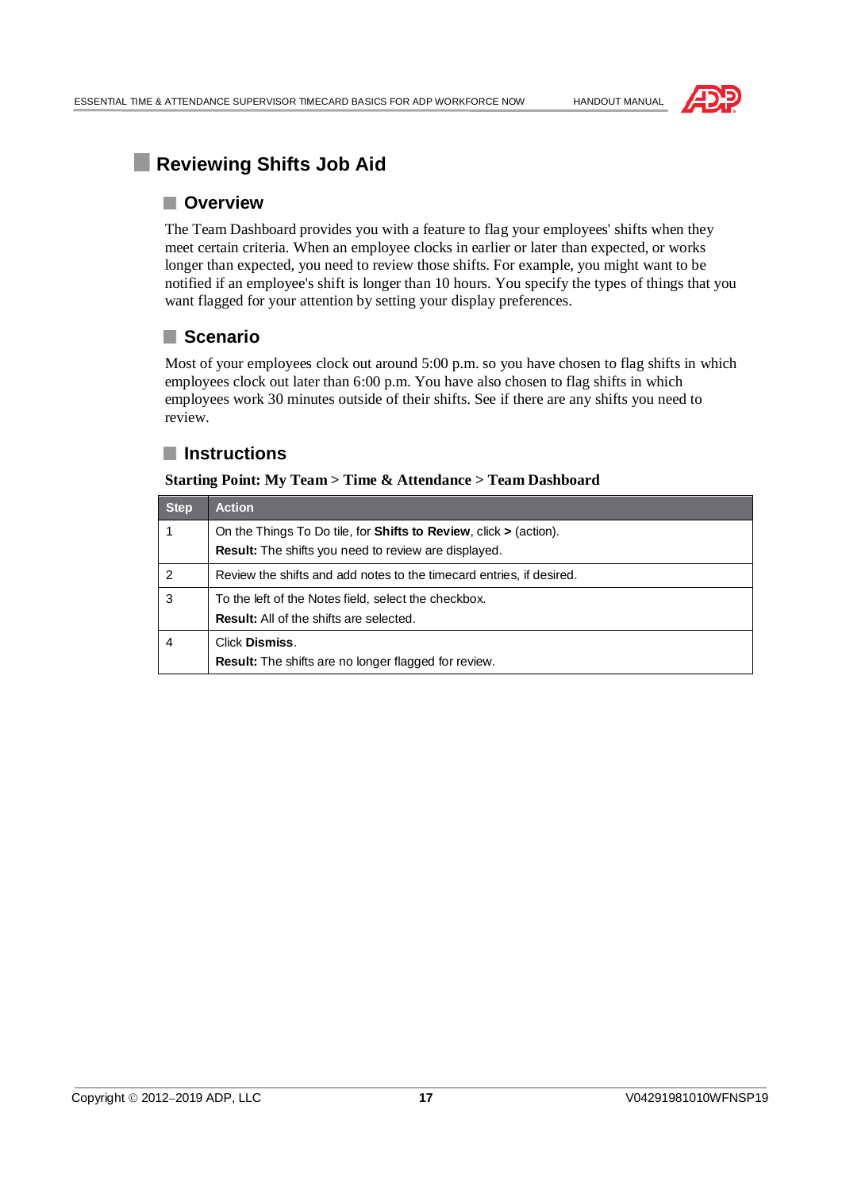# Reviewing Shifts Job Aid

## Overview

The Team Dashboard provides you with a feature to flag your employees' shifts when they meet certain criteria. When an employee clocks in earlier or later than expected, or works longer than expected, you need to review those shifts. For example, you might want to be notified if an employee's shift is longer than 10 hours. You specify the types of things that you want flagged for your attention by setting your display preferences.

## Scenario

Most of your employees clock out around 5:00 p.m. so you have chosen to flag shifts in which employees clock out later than 6:00 p.m. You have also chosen to flag shifts in which employees work 30 minutes outside of their shifts. See if there are any shifts you need to review.

## Instructions

**Starting Point: My Team > Time & Attendance > Team Dashboard**

| Step | Action |
|---|---|
| 1 | On the Things To Do tile, for **Shifts to Review**, click **>** (action).<br>**Result:** The shifts you need to review are displayed. |
| 2 | Review the shifts and add notes to the timecard entries, if desired. |
| 3 | To the left of the Notes field, select the checkbox.<br>**Result:** All of the shifts are selected. |
| 4 | Click **Dismiss**.<br>**Result:** The shifts are no longer flagged for review. |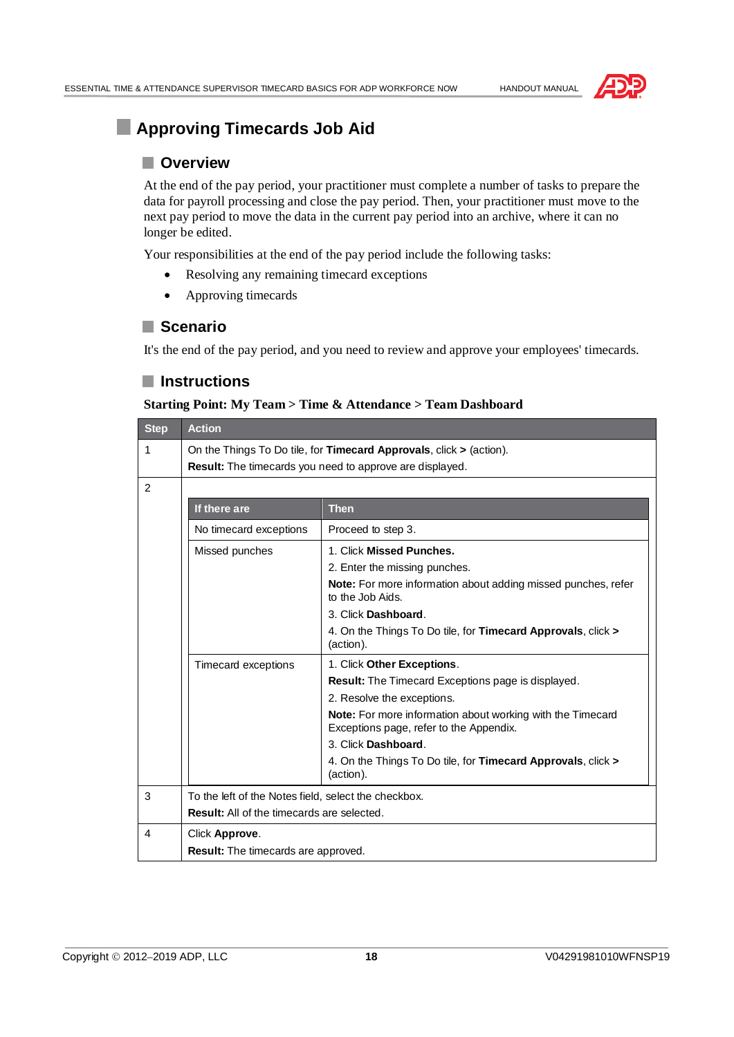# Approving Timecards Job Aid

## Overview

At the end of the pay period, your practitioner must complete a number of tasks to prepare the data for payroll processing and close the pay period. Then, your practitioner must move to the next pay period to move the data in the current pay period into an archive, where it can no longer be edited.

Your responsibilities at the end of the pay period include the following tasks:

- Resolving any remaining timecard exceptions
- Approving timecards

## Scenario

It's the end of the pay period, and you need to review and approve your employees' timecards.

## Instructions

**Starting Point: My Team > Time & Attendance > Team Dashboard**

| Step | Action |
|---|---|
| 1 | On the Things To Do tile, for **Timecard Approvals**, click **>** (action).<br>**Result:** The timecards you need to approve are displayed. |
| 2 | <table><tr><th>If there are</th><th>Then</th></tr><tr><td>No timecard exceptions</td><td>Proceed to step 3.</td></tr><tr><td>Missed punches</td><td>1. Click <b>Missed Punches.</b><br>2. Enter the missing punches.<br><b>Note:</b> For more information about adding missed punches, refer to the Job Aids.<br>3. Click <b>Dashboard</b>.<br>4. On the Things To Do tile, for <b>Timecard Approvals</b>, click <b>&gt;</b> (action).</td></tr><tr><td>Timecard exceptions</td><td>1. Click <b>Other Exceptions</b>.<br><b>Result:</b> The Timecard Exceptions page is displayed.<br>2. Resolve the exceptions.<br><b>Note:</b> For more information about working with the Timecard Exceptions page, refer to the Appendix.<br>3. Click <b>Dashboard</b>.<br>4. On the Things To Do tile, for <b>Timecard Approvals</b>, click <b>&gt;</b> (action).</td></tr></table> |
| 3 | To the left of the Notes field, select the checkbox.<br>**Result:** All of the timecards are selected. |
| 4 | Click **Approve**.<br>**Result:** The timecards are approved. |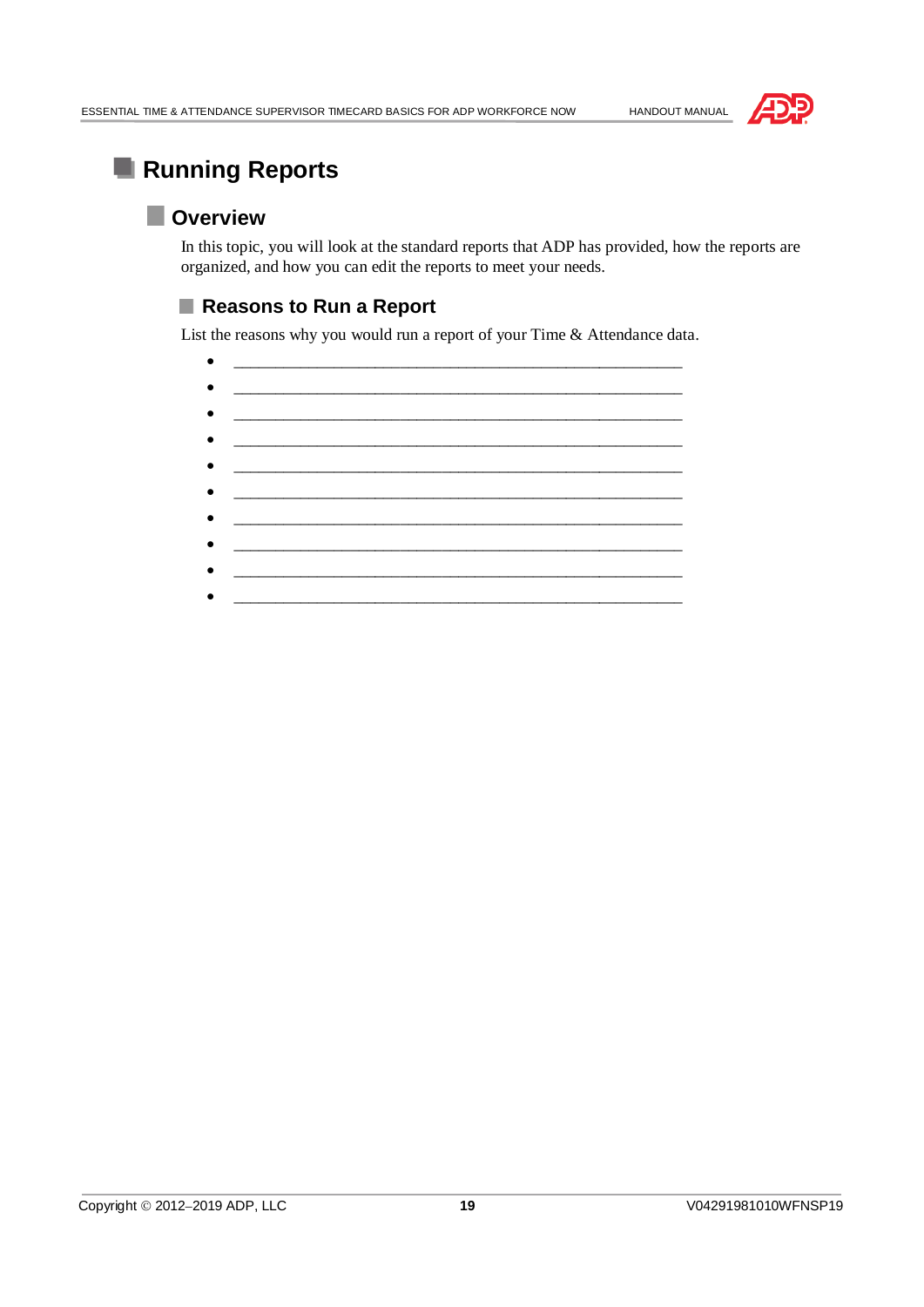# Running Reports

## Overview

In this topic, you will look at the standard reports that ADP has provided, how the reports are organized, and how you can edit the reports to meet your needs.

### Reasons to Run a Report

List the reasons why you would run a report of your Time & Attendance data.

- ______________________________________________________
- ______________________________________________________
- ______________________________________________________
- ______________________________________________________
- ______________________________________________________
- ______________________________________________________
- ______________________________________________________
- ______________________________________________________
- ______________________________________________________
- ______________________________________________________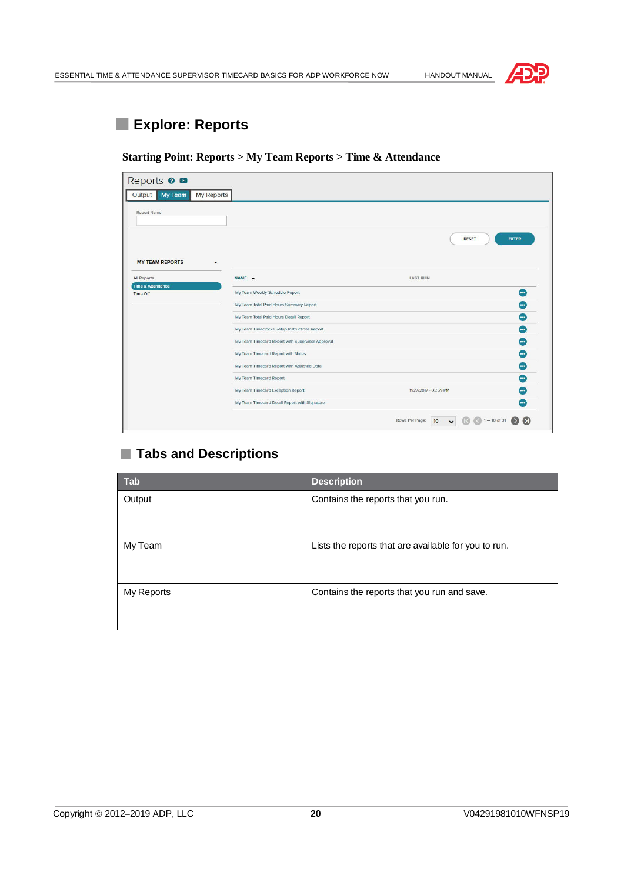## Explore: Reports

**Starting Point: Reports > My Team Reports > Time & Attendance**

## Tabs and Descriptions

| Tab | Description |
|---|---|
| Output | Contains the reports that you run. |
| My Team | Lists the reports that are available for you to run. |
| My Reports | Contains the reports that you run and save. |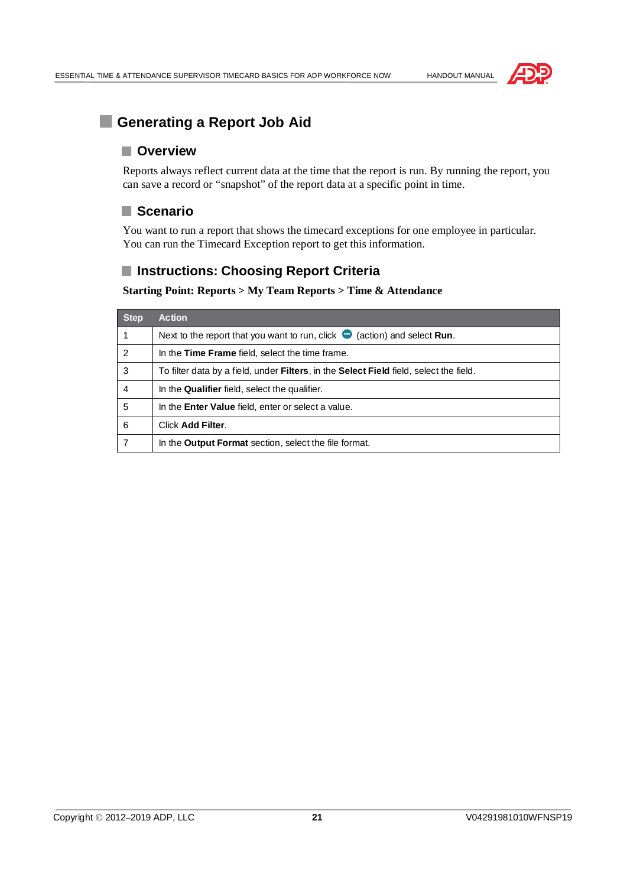# Generating a Report Job Aid

## Overview

Reports always reflect current data at the time that the report is run. By running the report, you can save a record or “snapshot” of the report data at a specific point in time.

## Scenario

You want to run a report that shows the timecard exceptions for one employee in particular. You can run the Timecard Exception report to get this information.

## Instructions: Choosing Report Criteria

**Starting Point: Reports > My Team Reports > Time & Attendance**

| Step | Action |
|---|---|
| 1 | Next to the report that you want to run, click (action) and select **Run**. |
| 2 | In the **Time Frame** field, select the time frame. |
| 3 | To filter data by a field, under **Filters**, in the **Select Field** field, select the field. |
| 4 | In the **Qualifier** field, select the qualifier. |
| 5 | In the **Enter Value** field, enter or select a value. |
| 6 | Click **Add Filter**. |
| 7 | In the **Output Format** section, select the file format. |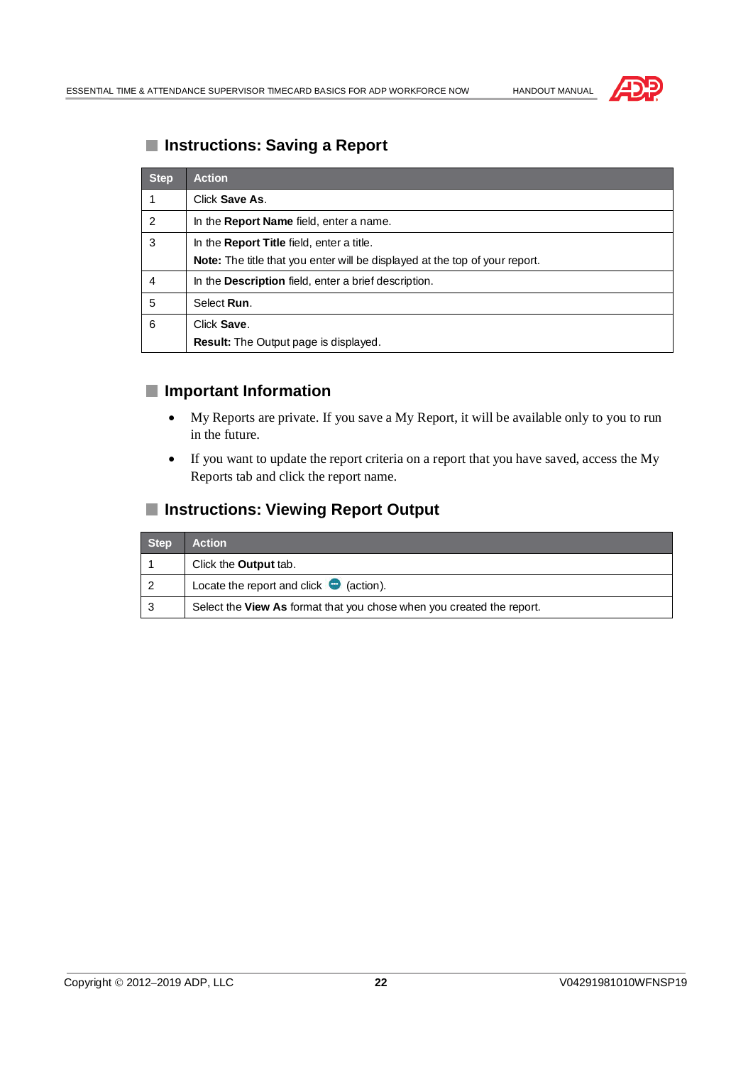## Instructions: Saving a Report

| Step | Action |
|---|---|
| 1 | Click **Save As**. |
| 2 | In the **Report Name** field, enter a name. |
| 3 | In the **Report Title** field, enter a title.<br>**Note:** The title that you enter will be displayed at the top of your report. |
| 4 | In the **Description** field, enter a brief description. |
| 5 | Select **Run**. |
| 6 | Click **Save**.<br>**Result:** The Output page is displayed. |

## Important Information

- My Reports are private. If you save a My Report, it will be available only to you to run in the future.
- If you want to update the report criteria on a report that you have saved, access the My Reports tab and click the report name.

## Instructions: Viewing Report Output

| Step | Action |
|---|---|
| 1 | Click the **Output** tab. |
| 2 | Locate the report and click (action). |
| 3 | Select the **View As** format that you chose when you created the report. |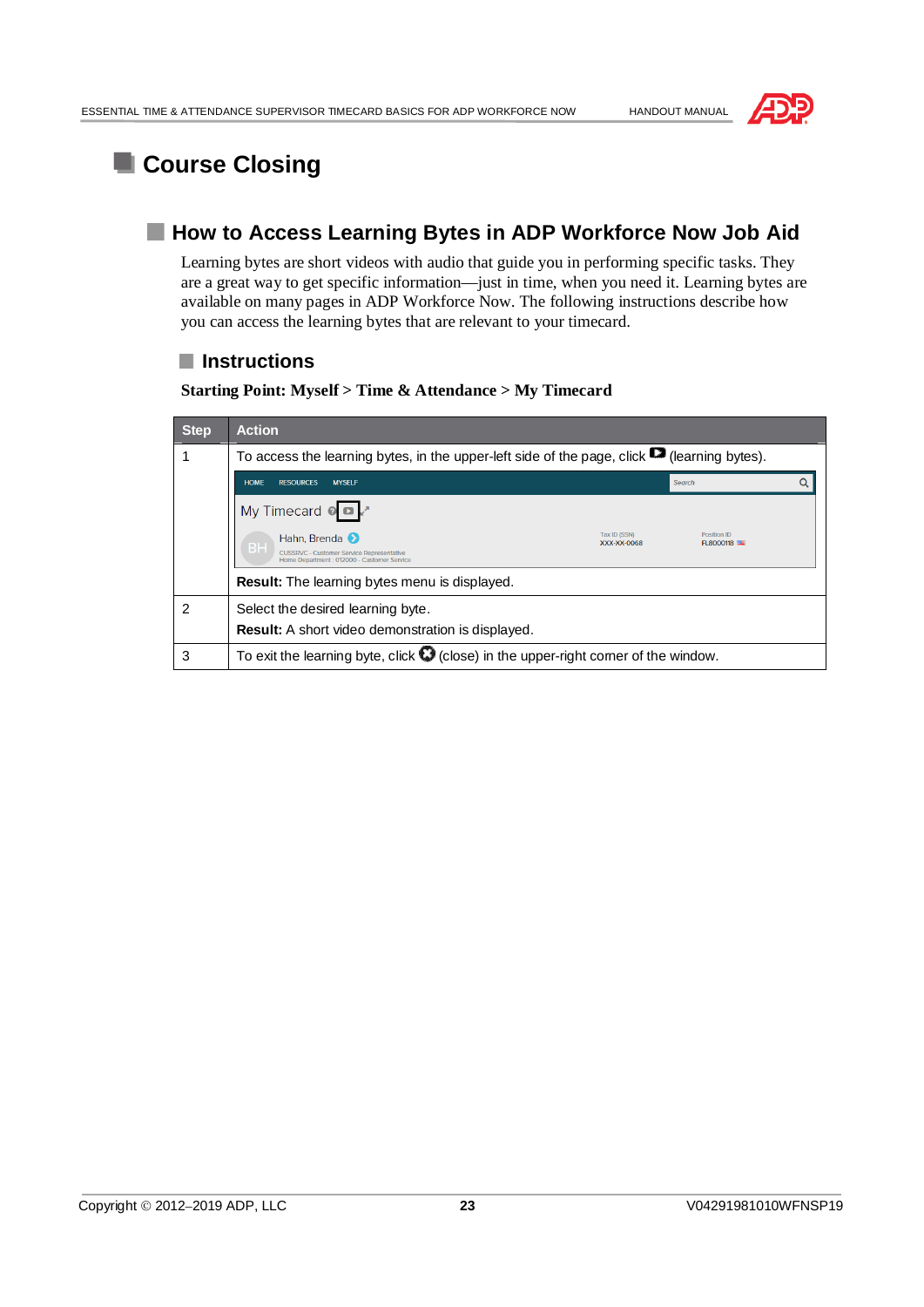# Course Closing

## How to Access Learning Bytes in ADP Workforce Now Job Aid

Learning bytes are short videos with audio that guide you in performing specific tasks. They are a great way to get specific information—just in time, when you need it. Learning bytes are available on many pages in ADP Workforce Now. The following instructions describe how you can access the learning bytes that are relevant to your timecard.

### Instructions

**Starting Point: Myself > Time & Attendance > My Timecard**

| Step | Action |
|---|---|
| 1 | To access the learning bytes, in the upper-left side of the page, click (learning bytes). **Result:** The learning bytes menu is displayed. |
| 2 | Select the desired learning byte. **Result:** A short video demonstration is displayed. |
| 3 | To exit the learning byte, click (close) in the upper-right corner of the window. |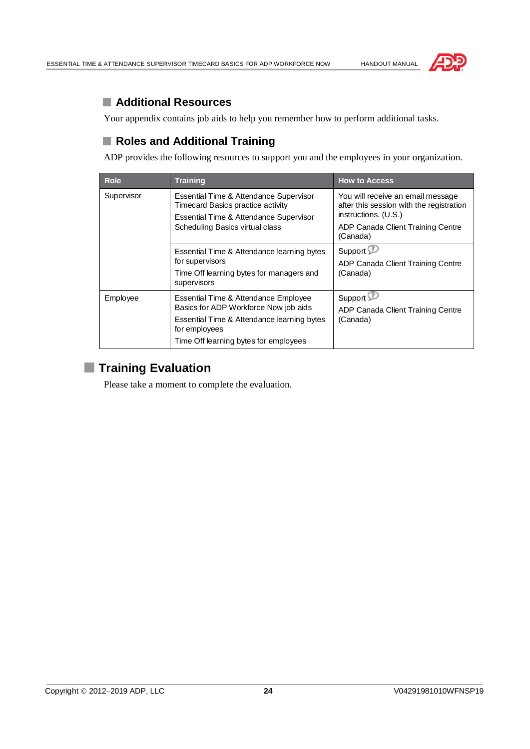## Additional Resources

Your appendix contains job aids to help you remember how to perform additional tasks.

## Roles and Additional Training

ADP provides the following resources to support you and the employees in your organization.

| Role | Training | How to Access |
|---|---|---|
| Supervisor | Essential Time & Attendance Supervisor Timecard Basics practice activity<br>Essential Time & Attendance Supervisor Scheduling Basics virtual class | You will receive an email message after this session with the registration instructions. (U.S.)<br>ADP Canada Client Training Centre (Canada) |
| | Essential Time & Attendance learning bytes for supervisors<br>Time Off learning bytes for managers and supervisors | Support<br>ADP Canada Client Training Centre (Canada) |
| Employee | Essential Time & Attendance Employee Basics for ADP Workforce Now job aids<br>Essential Time & Attendance learning bytes for employees<br>Time Off learning bytes for employees | Support<br>ADP Canada Client Training Centre (Canada) |

## Training Evaluation

Please take a moment to complete the evaluation.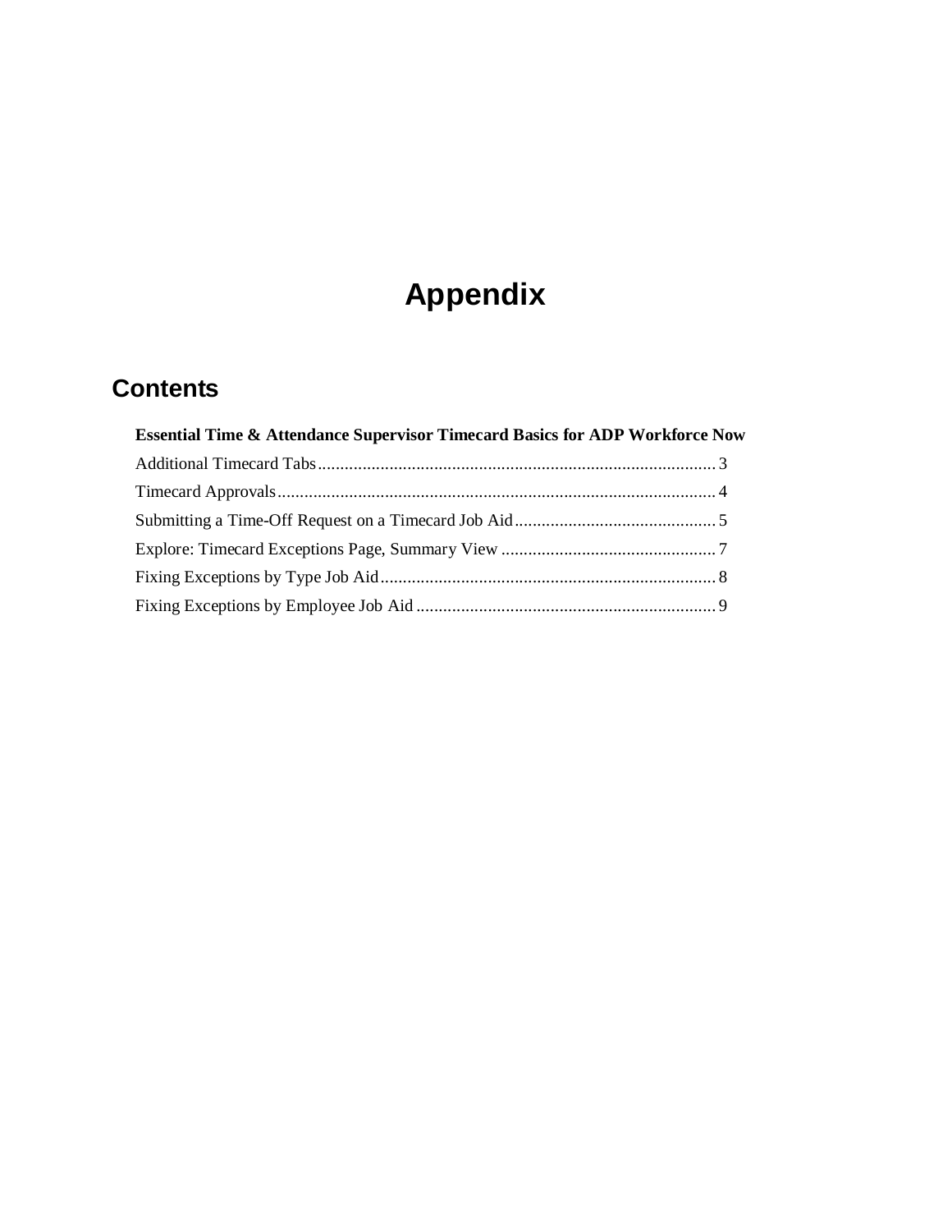# Appendix

## Contents

**Essential Time & Attendance Supervisor Timecard Basics for ADP Workforce Now**

Additional Timecard Tabs........................................................................................3

Timecard Approvals.................................................................................................4

Submitting a Time-Off Request on a Timecard Job Aid.............................................5

Explore: Timecard Exceptions Page, Summary View ...............................................7

Fixing Exceptions by Type Job Aid..........................................................................8

Fixing Exceptions by Employee Job Aid ..................................................................9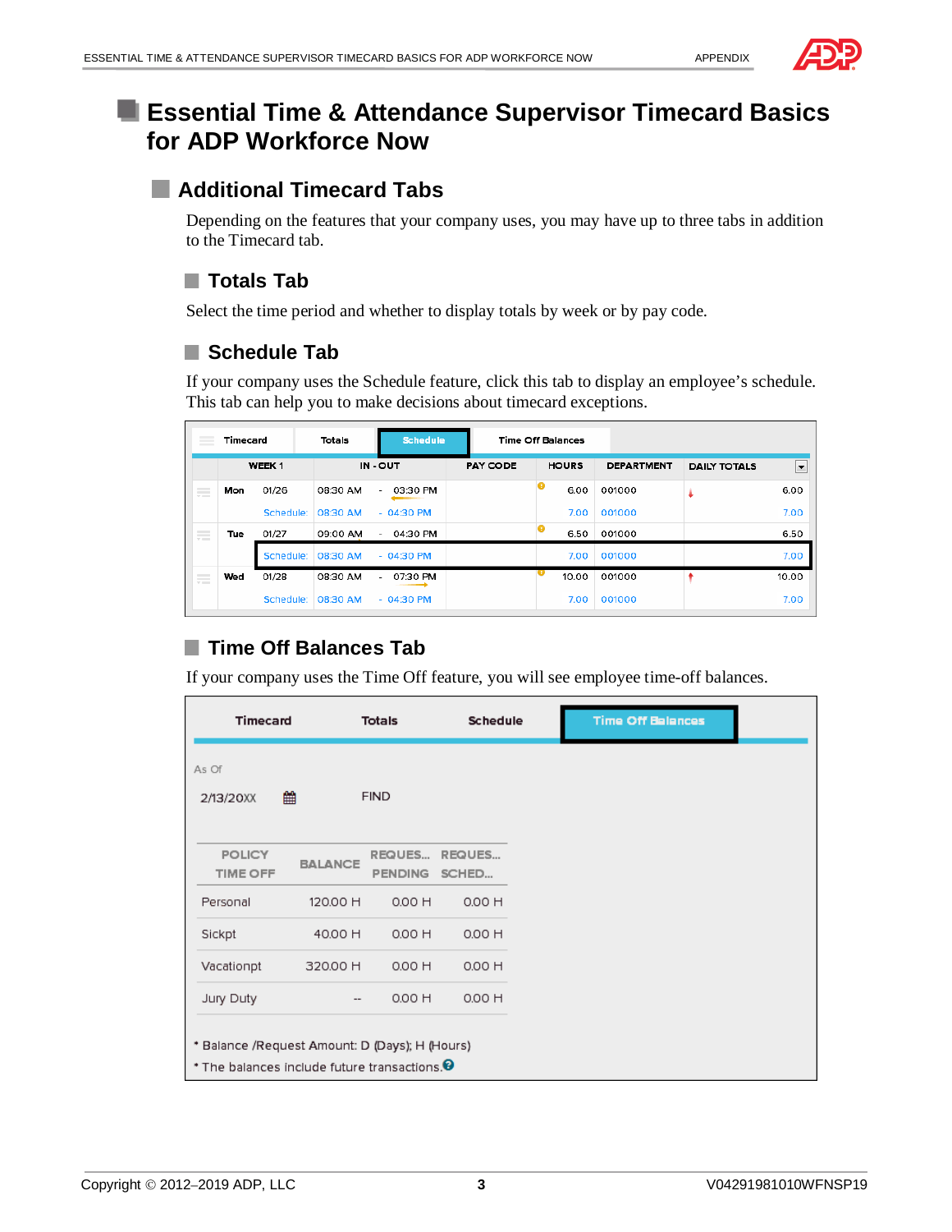# Essential Time & Attendance Supervisor Timecard Basics for ADP Workforce Now

## Additional Timecard Tabs

Depending on the features that your company uses, you may have up to three tabs in addition to the Timecard tab.

### Totals Tab

Select the time period and whether to display totals by week or by pay code.

### Schedule Tab

If your company uses the Schedule feature, click this tab to display an employee's schedule. This tab can help you to make decisions about timecard exceptions.

| Timecard | Totals | Schedule | Time Off Balances | | | | |
|---|---|---|---|---|---|---|---|
| WEEK 1 | | IN - OUT | PAY CODE | HOURS | DEPARTMENT | DAILY TOTALS | |
| Mon | 01/26 | 08:30 AM - 03:30 PM | | 6.00 | 001000 | | 6.00 |
| | Schedule: | 08:30 AM - 04:30 PM | | 7.00 | 001000 | | 7.00 |
| Tue | 01/27 | 09:00 AM - 04:30 PM | | 6.50 | 001000 | | 6.50 |
| | Schedule: | 08:30 AM - 04:30 PM | | 7.00 | 001000 | | 7.00 |
| Wed | 01/28 | 08:30 AM - 07:30 PM | | 10.00 | 001000 | | 10.00 |
| | Schedule: | 08:30 AM - 04:30 PM | | 7.00 | 001000 | | 7.00 |

### Time Off Balances Tab

If your company uses the Time Off feature, you will see employee time-off balances.

Timecard | Totals | Schedule | Time Off Balances

As Of

2/13/20XX FIND

| POLICY TIME OFF | BALANCE | REQUES... PENDING | REQUES... SCHED... |
|---|---|---|---|
| Personal | 120.00 H | 0.00 H | 0.00 H |
| Sickpt | 40.00 H | 0.00 H | 0.00 H |
| Vacationpt | 320.00 H | 0.00 H | 0.00 H |
| Jury Duty | -- | 0.00 H | 0.00 H |

* Balance /Request Amount: D (Days); H (Hours)
* The balances include future transactions.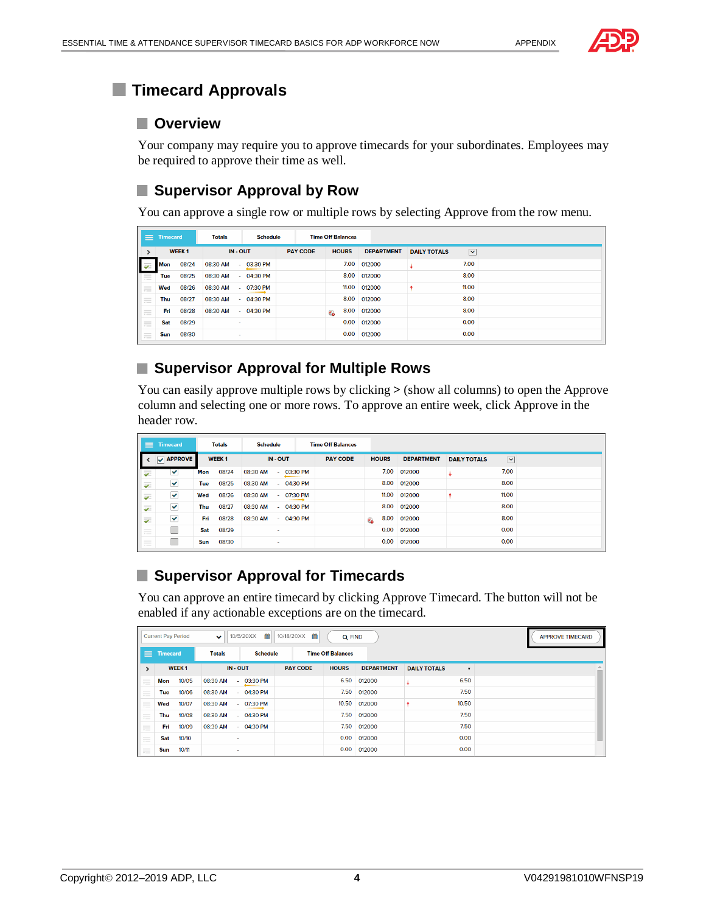# Timecard Approvals

## Overview

Your company may require you to approve timecards for your subordinates. Employees may be required to approve their time as well.

## Supervisor Approval by Row

You can approve a single row or multiple rows by selecting Approve from the row menu.

| | WEEK 1 | | IN - OUT | | | PAY CODE | HOURS | DEPARTMENT | DAILY TOTALS | |
|---|---|---|---|---|---|---|---|---|---|---|
| | Mon | 08/24 | 08:30 AM | - | 03:30 PM | | 7.00 | 012000 | | 7.00 |
| | Tue | 08/25 | 08:30 AM | - | 04:30 PM | | 8.00 | 012000 | | 8.00 |
| | Wed | 08/26 | 08:30 AM | - | 07:30 PM | | 11.00 | 012000 | | 11.00 |
| | Thu | 08/27 | 08:30 AM | - | 04:30 PM | | 8.00 | 012000 | | 8.00 |
| | Fri | 08/28 | 08:30 AM | - | 04:30 PM | | 8.00 | 012000 | | 8.00 |
| | Sat | 08/29 | | - | | | 0.00 | 012000 | | 0.00 |
| | Sun | 08/30 | | - | | | 0.00 | 012000 | | 0.00 |

## Supervisor Approval for Multiple Rows

You can easily approve multiple rows by clicking > (show all columns) to open the Approve column and selecting one or more rows. To approve an entire week, click Approve in the header row.

| | APPROVE | WEEK 1 | | IN - OUT | | | PAY CODE | HOURS | DEPARTMENT | DAILY TOTALS | |
|---|---|---|---|---|---|---|---|---|---|---|---|
| | ☑ | Mon | 08/24 | 08:30 AM | - | 03:30 PM | | 7.00 | 012000 | | 7.00 |
| | ☑ | Tue | 08/25 | 08:30 AM | - | 04:30 PM | | 8.00 | 012000 | | 8.00 |
| | ☑ | Wed | 08/26 | 08:30 AM | - | 07:30 PM | | 11.00 | 012000 | | 11.00 |
| | ☑ | Thu | 08/27 | 08:30 AM | - | 04:30 PM | | 8.00 | 012000 | | 8.00 |
| | ☑ | Fri | 08/28 | 08:30 AM | - | 04:30 PM | | 8.00 | 012000 | | 8.00 |
| | ☐ | Sat | 08/29 | | - | | | 0.00 | 012000 | | 0.00 |
| | ☐ | Sun | 08/30 | | - | | | 0.00 | 012000 | | 0.00 |

## Supervisor Approval for Timecards

You can approve an entire timecard by clicking Approve Timecard. The button will not be enabled if any actionable exceptions are on the timecard.

| | WEEK 1 | | IN - OUT | | | PAY CODE | HOURS | DEPARTMENT | DAILY TOTALS | |
|---|---|---|---|---|---|---|---|---|---|---|
| | Mon | 10/05 | 08:30 AM | - | 03:30 PM | | 6.50 | 012000 | | 6.50 |
| | Tue | 10/06 | 08:30 AM | - | 04:30 PM | | 7.50 | 012000 | | 7.50 |
| | Wed | 10/07 | 08:30 AM | - | 07:30 PM | | 10.50 | 012000 | | 10.50 |
| | Thu | 10/08 | 08:30 AM | - | 04:30 PM | | 7.50 | 012000 | | 7.50 |
| | Fri | 10/09 | 08:30 AM | - | 04:30 PM | | 7.50 | 012000 | | 7.50 |
| | Sat | 10/10 | | - | | | 0.00 | 012000 | | 0.00 |
| | Sun | 10/11 | | - | | | 0.00 | 012000 | | 0.00 |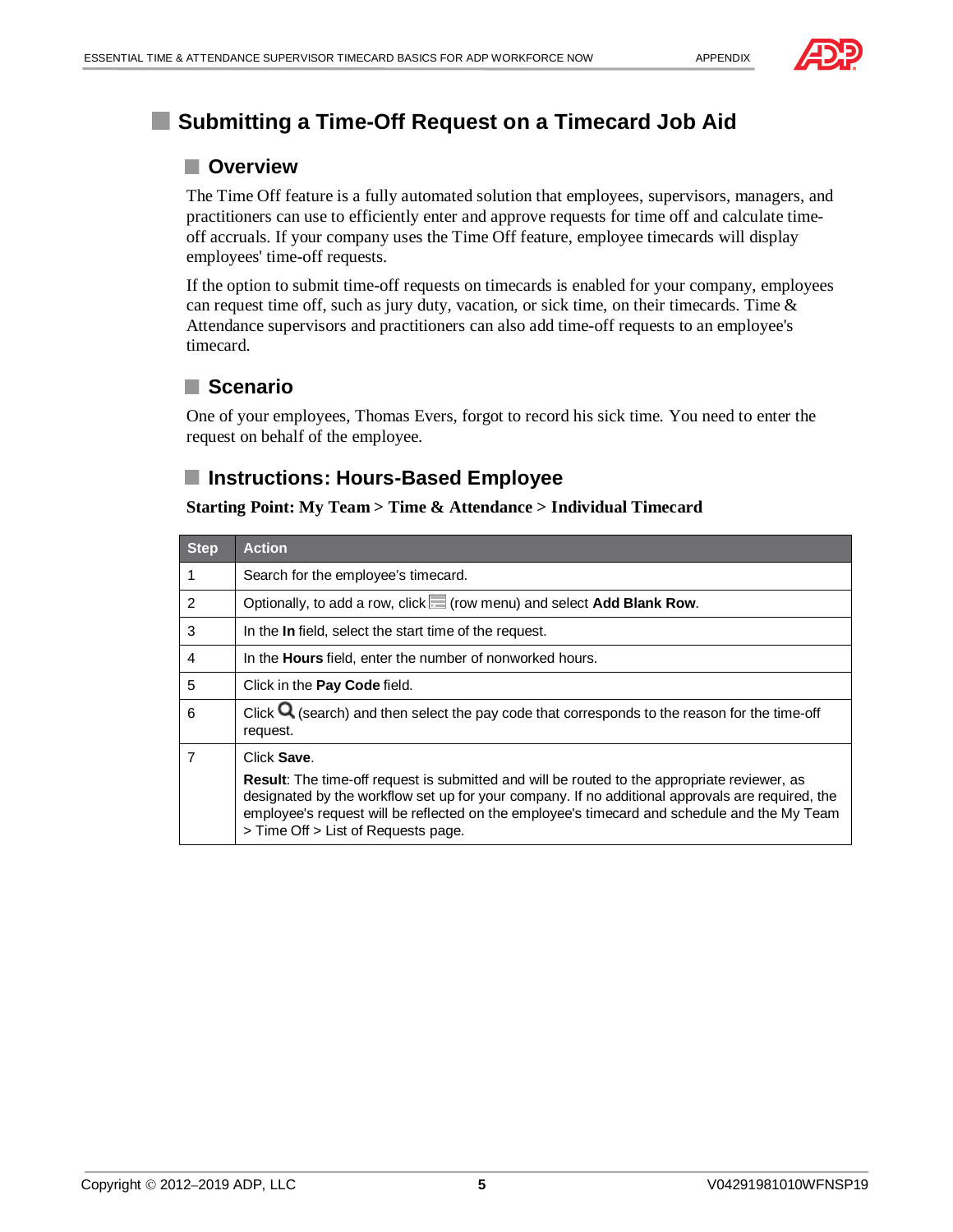# Submitting a Time-Off Request on a Timecard Job Aid

## Overview

The Time Off feature is a fully automated solution that employees, supervisors, managers, and practitioners can use to efficiently enter and approve requests for time off and calculate time-off accruals. If your company uses the Time Off feature, employee timecards will display employees' time-off requests.

If the option to submit time-off requests on timecards is enabled for your company, employees can request time off, such as jury duty, vacation, or sick time, on their timecards. Time & Attendance supervisors and practitioners can also add time-off requests to an employee's timecard.

## Scenario

One of your employees, Thomas Evers, forgot to record his sick time. You need to enter the request on behalf of the employee.

## Instructions: Hours-Based Employee

**Starting Point: My Team > Time & Attendance > Individual Timecard**

| Step | Action |
|---|---|
| 1 | Search for the employee's timecard. |
| 2 | Optionally, to add a row, click (row menu) and select **Add Blank Row**. |
| 3 | In the **In** field, select the start time of the request. |
| 4 | In the **Hours** field, enter the number of nonworked hours. |
| 5 | Click in the **Pay Code** field. |
| 6 | Click (search) and then select the pay code that corresponds to the reason for the time-off request. |
| 7 | Click **Save**. <br><br> **Result**: The time-off request is submitted and will be routed to the appropriate reviewer, as designated by the workflow set up for your company. If no additional approvals are required, the employee's request will be reflected on the employee's timecard and schedule and the My Team > Time Off > List of Requests page. |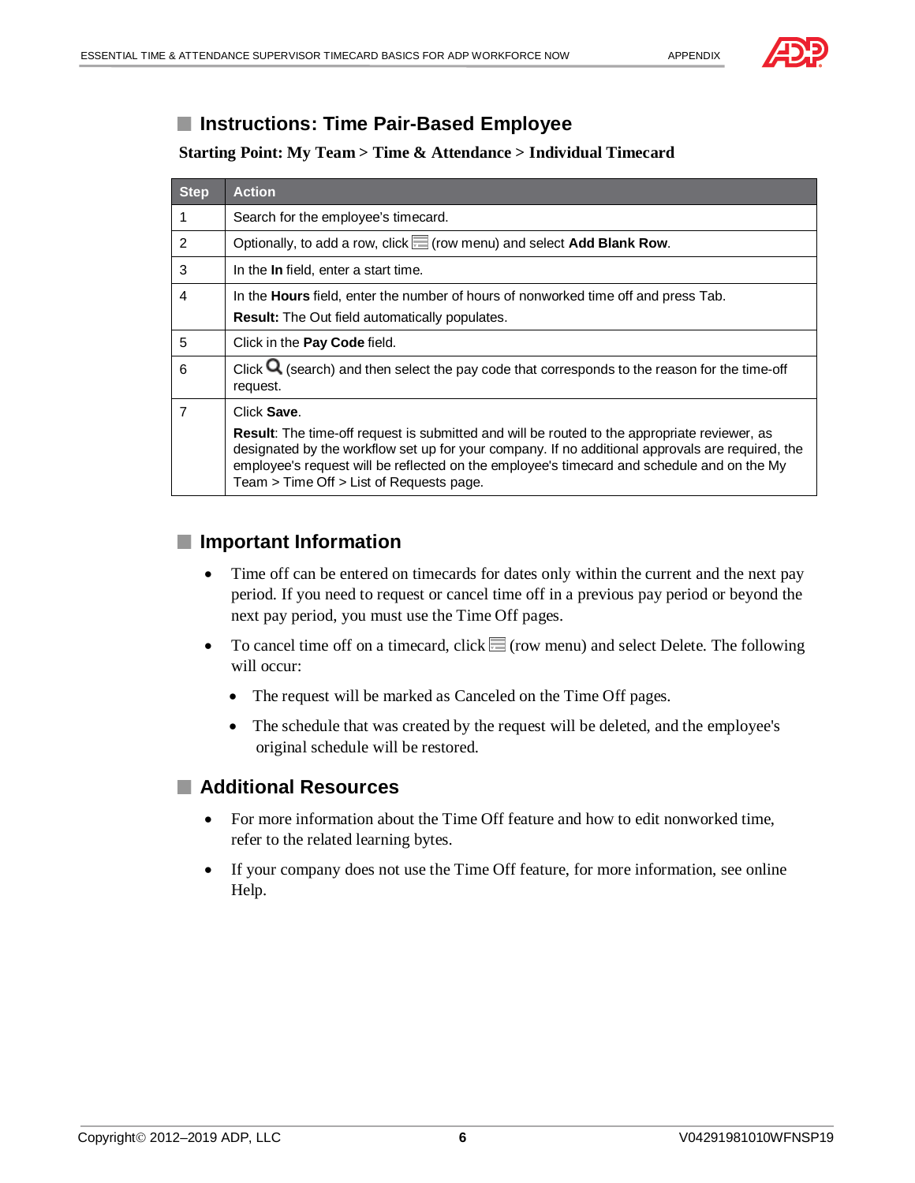## Instructions: Time Pair-Based Employee

**Starting Point: My Team > Time & Attendance > Individual Timecard**

| Step | Action |
|---|---|
| 1 | Search for the employee's timecard. |
| 2 | Optionally, to add a row, click (row menu) and select **Add Blank Row**. |
| 3 | In the **In** field, enter a start time. |
| 4 | In the **Hours** field, enter the number of hours of nonworked time off and press Tab. **Result:** The Out field automatically populates. |
| 5 | Click in the **Pay Code** field. |
| 6 | Click (search) and then select the pay code that corresponds to the reason for the time-off request. |
| 7 | Click **Save**. **Result**: The time-off request is submitted and will be routed to the appropriate reviewer, as designated by the workflow set up for your company. If no additional approvals are required, the employee's request will be reflected on the employee's timecard and schedule and on the My Team > Time Off > List of Requests page. |

## Important Information

- Time off can be entered on timecards for dates only within the current and the next pay period. If you need to request or cancel time off in a previous pay period or beyond the next pay period, you must use the Time Off pages.
- To cancel time off on a timecard, click (row menu) and select Delete. The following will occur:
  - The request will be marked as Canceled on the Time Off pages.
  - The schedule that was created by the request will be deleted, and the employee's original schedule will be restored.

## Additional Resources

- For more information about the Time Off feature and how to edit nonworked time, refer to the related learning bytes.
- If your company does not use the Time Off feature, for more information, see online Help.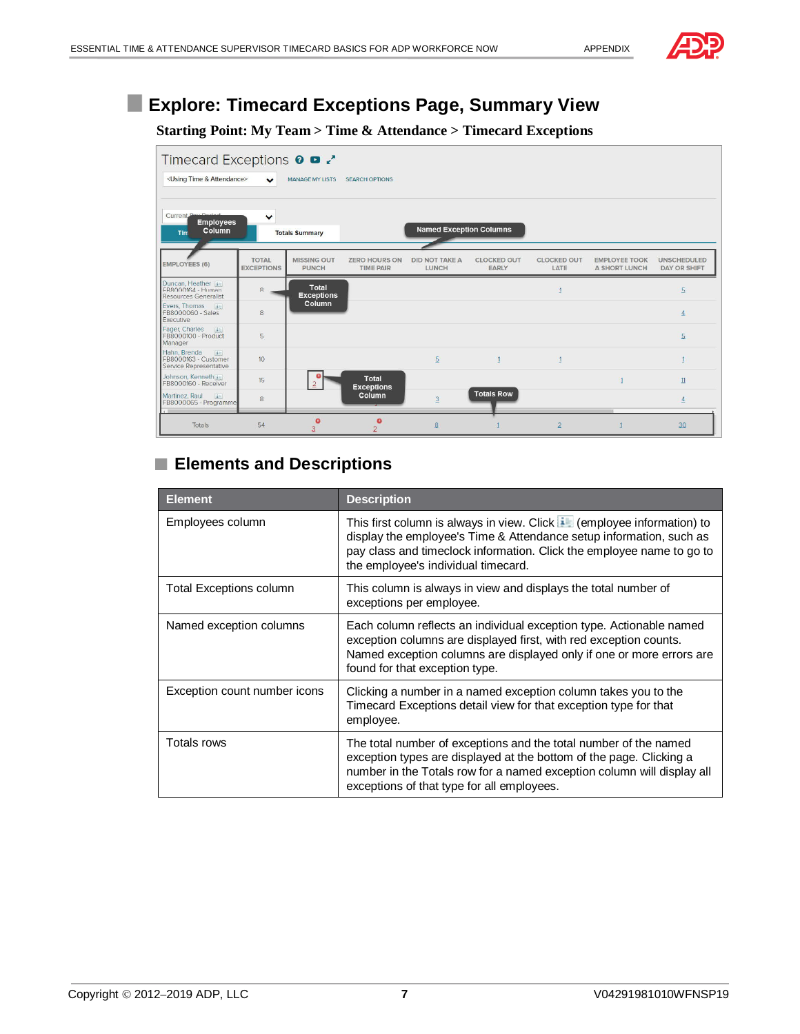## Explore: Timecard Exceptions Page, Summary View

**Starting Point: My Team > Time & Attendance > Timecard Exceptions**

### Elements and Descriptions

| Element | Description |
|---|---|
| Employees column | This first column is always in view. Click (employee information) to display the employee's Time & Attendance setup information, such as pay class and timeclock information. Click the employee name to go to the employee's individual timecard. |
| Total Exceptions column | This column is always in view and displays the total number of exceptions per employee. |
| Named exception columns | Each column reflects an individual exception type. Actionable named exception columns are displayed first, with red exception counts. Named exception columns are displayed only if one or more errors are found for that exception type. |
| Exception count number icons | Clicking a number in a named exception column takes you to the Timecard Exceptions detail view for that exception type for that employee. |
| Totals rows | The total number of exceptions and the total number of the named exception types are displayed at the bottom of the page. Clicking a number in the Totals row for a named exception column will display all exceptions of that type for all employees. |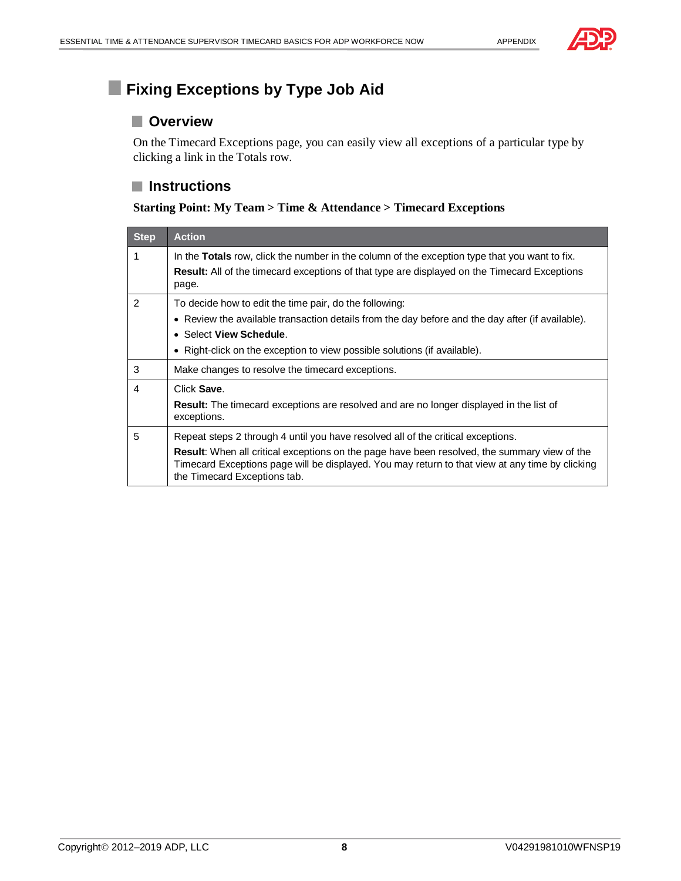# Fixing Exceptions by Type Job Aid

## Overview

On the Timecard Exceptions page, you can easily view all exceptions of a particular type by clicking a link in the Totals row.

## Instructions

**Starting Point: My Team > Time & Attendance > Timecard Exceptions**

| Step | Action |
|---|---|
| 1 | In the **Totals** row, click the number in the column of the exception type that you want to fix.<br>**Result:** All of the timecard exceptions of that type are displayed on the Timecard Exceptions page. |
| 2 | To decide how to edit the time pair, do the following:<br>• Review the available transaction details from the day before and the day after (if available).<br>• Select **View Schedule**.<br>• Right-click on the exception to view possible solutions (if available). |
| 3 | Make changes to resolve the timecard exceptions. |
| 4 | Click **Save**.<br>**Result:** The timecard exceptions are resolved and are no longer displayed in the list of exceptions. |
| 5 | Repeat steps 2 through 4 until you have resolved all of the critical exceptions.<br>**Result**: When all critical exceptions on the page have been resolved, the summary view of the Timecard Exceptions page will be displayed. You may return to that view at any time by clicking the Timecard Exceptions tab. |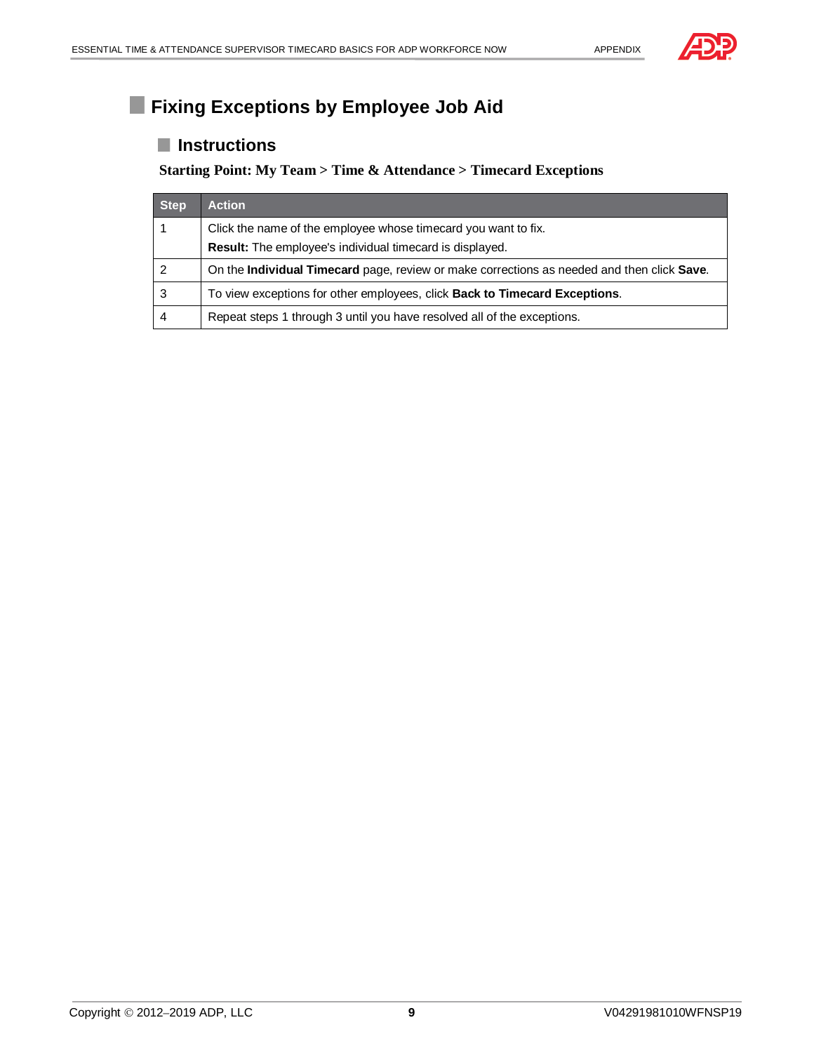# Fixing Exceptions by Employee Job Aid

## Instructions

**Starting Point: My Team > Time & Attendance > Timecard Exceptions**

| Step | Action |
| --- | --- |
| 1 | Click the name of the employee whose timecard you want to fix.<br>**Result:** The employee's individual timecard is displayed. |
| 2 | On the **Individual Timecard** page, review or make corrections as needed and then click **Save**. |
| 3 | To view exceptions for other employees, click **Back to Timecard Exceptions**. |
| 4 | Repeat steps 1 through 3 until you have resolved all of the exceptions. |